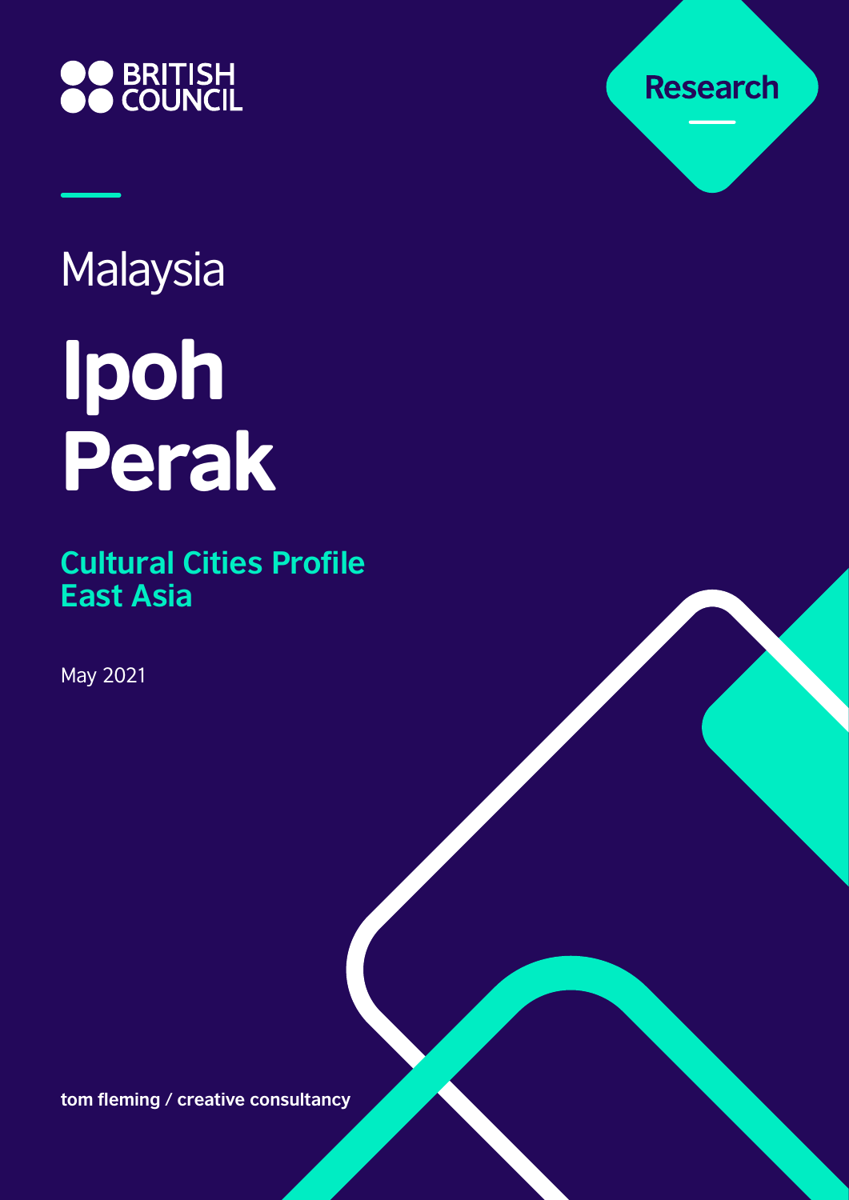BRITISH COUNCIL

Research

Malaysia

# Ipoh Perak

## Cultural Cities Profile East Asia

May 2021

**tom fleming / creative consultancy**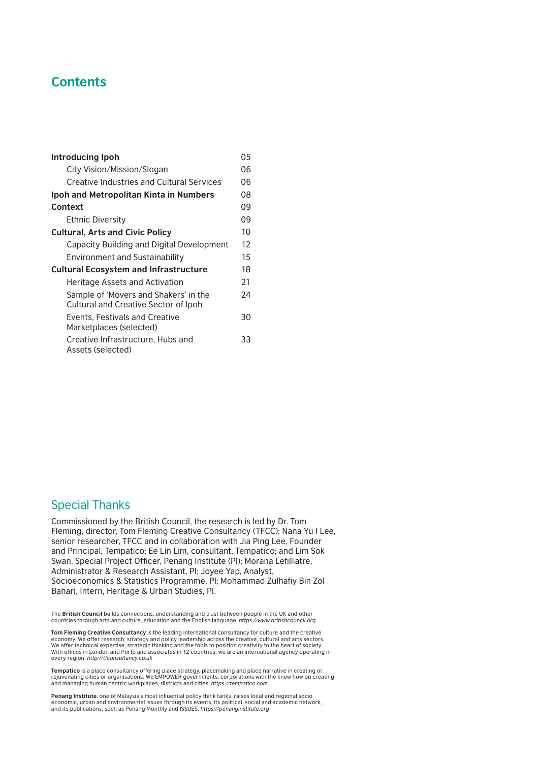## Contents

| | |
|---|---|
| **Introducing Ipoh** | 05 |
| City Vision/Mission/Slogan | 06 |
| Creative Industries and Cultural Services | 06 |
| **Ipoh and Metropolitan Kinta in Numbers** | 08 |
| **Context** | 09 |
| Ethnic Diversity | 09 |
| **Cultural, Arts and Civic Policy** | 10 |
| Capacity Building and Digital Development | 12 |
| Environment and Sustainability | 15 |
| **Cultural Ecosystem and Infrastructure** | 18 |
| Heritage Assets and Activation | 21 |
| Sample of 'Movers and Shakers' in the Cultural and Creative Sector of Ipoh | 24 |
| Events, Festivals and Creative Marketplaces (selected) | 30 |
| Creative Infrastructure, Hubs and Assets (selected) | 33 |

## Special Thanks

Commissioned by the British Council, the research is led by Dr. Tom Fleming, director, Tom Fleming Creative Consultancy (TFCC); Nana Yu I Lee, senior researcher, TFCC and in collaboration with Jia Ping Lee, Founder and Principal, Tempatico; Ee Lin Lim, consultant, Tempatico; and Lim Sok Swan, Special Project Officer, Penang Institute (PI); Morana Lefilliatre, Administrator & Research Assistant, PI; Joyee Yap, Analyst, Socioeconomics & Statistics Programme, PI; Mohammad Zulhafiy Bin Zol Bahari, Intern, Heritage & Urban Studies, PI.

The **British Council** builds connections, understanding and trust between people in the UK and other countries through arts and culture, education and the English language. *https://www.britishcouncil.org*

**Tom Fleming Creative Consultancy** is the leading international consultancy for culture and the creative economy. We offer research, strategy and policy leadership across the creative, cultural and arts sectors. We offer technical expertise, strategic thinking and the tools to position creativity to the heart of society. With offices in London and Porto and associates in 12 countries, we are an international agency operating in every region. *http://tfconsultancy.co.uk*

**Tempatico** is a place consultancy offering place strategy, placemaking and place narrative in creating or rejuvenating cities or organisations. We EMPOWER governments, corporations with the know how on creating and managing human centric workplaces, districts and cities. *https://tempatico.com*

**Penang Institute**, one of Malaysia's most influential policy think tanks, raises local and regional socio economic, urban and environmental issues through its events, its political, social and academic network, and its publications, such as Penang Monthly and ISSUES. *https://penanginstitute.org*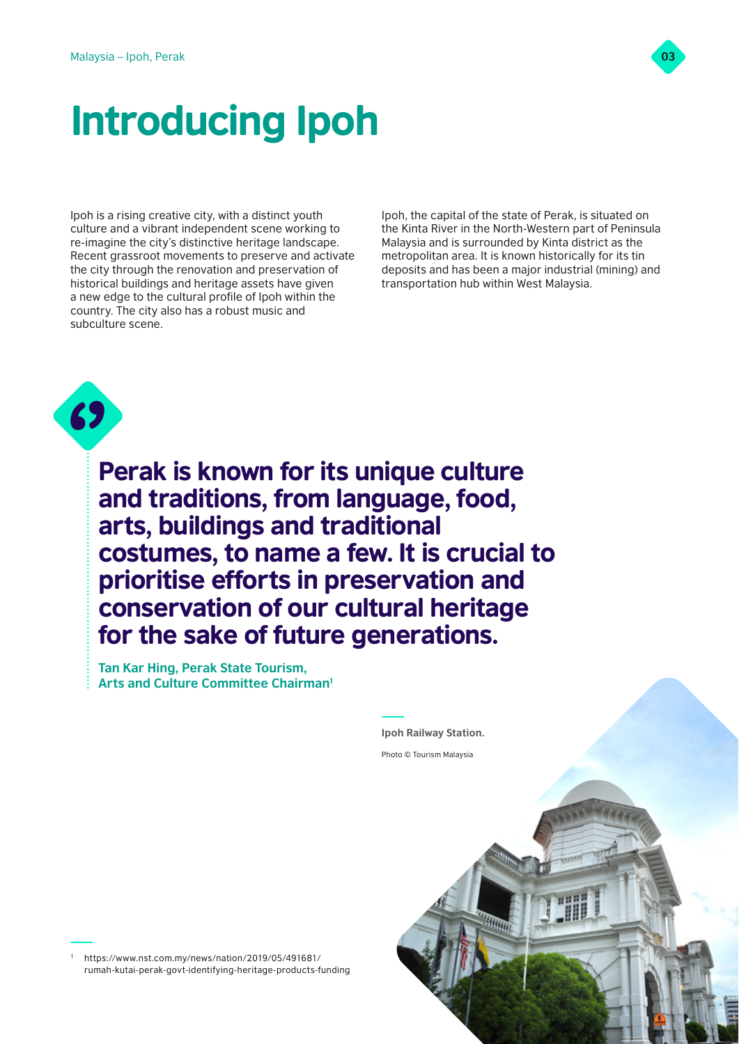# Introducing Ipoh

Ipoh is a rising creative city, with a distinct youth culture and a vibrant independent scene working to re-imagine the city's distinctive heritage landscape. Recent grassroot movements to preserve and activate the city through the renovation and preservation of historical buildings and heritage assets have given a new edge to the cultural profile of Ipoh within the country. The city also has a robust music and subculture scene.

Ipoh, the capital of the state of Perak, is situated on the Kinta River in the North-Western part of Peninsula Malaysia and is surrounded by Kinta district as the metropolitan area. It is known historically for its tin deposits and has been a major industrial (mining) and transportation hub within West Malaysia.

> **Perak is known for its unique culture and traditions, from language, food, arts, buildings and traditional costumes, to name a few. It is crucial to prioritise efforts in preservation and conservation of our cultural heritage for the sake of future generations.**
>
> **Tan Kar Hing, Perak State Tourism, Arts and Culture Committee Chairman**[1]

**Ipoh Railway Station.**

Photo © Tourism Malaysia

[1] https://www.nst.com.my/news/nation/2019/05/491681/rumah-kutai-perak-govt-identifying-heritage-products-funding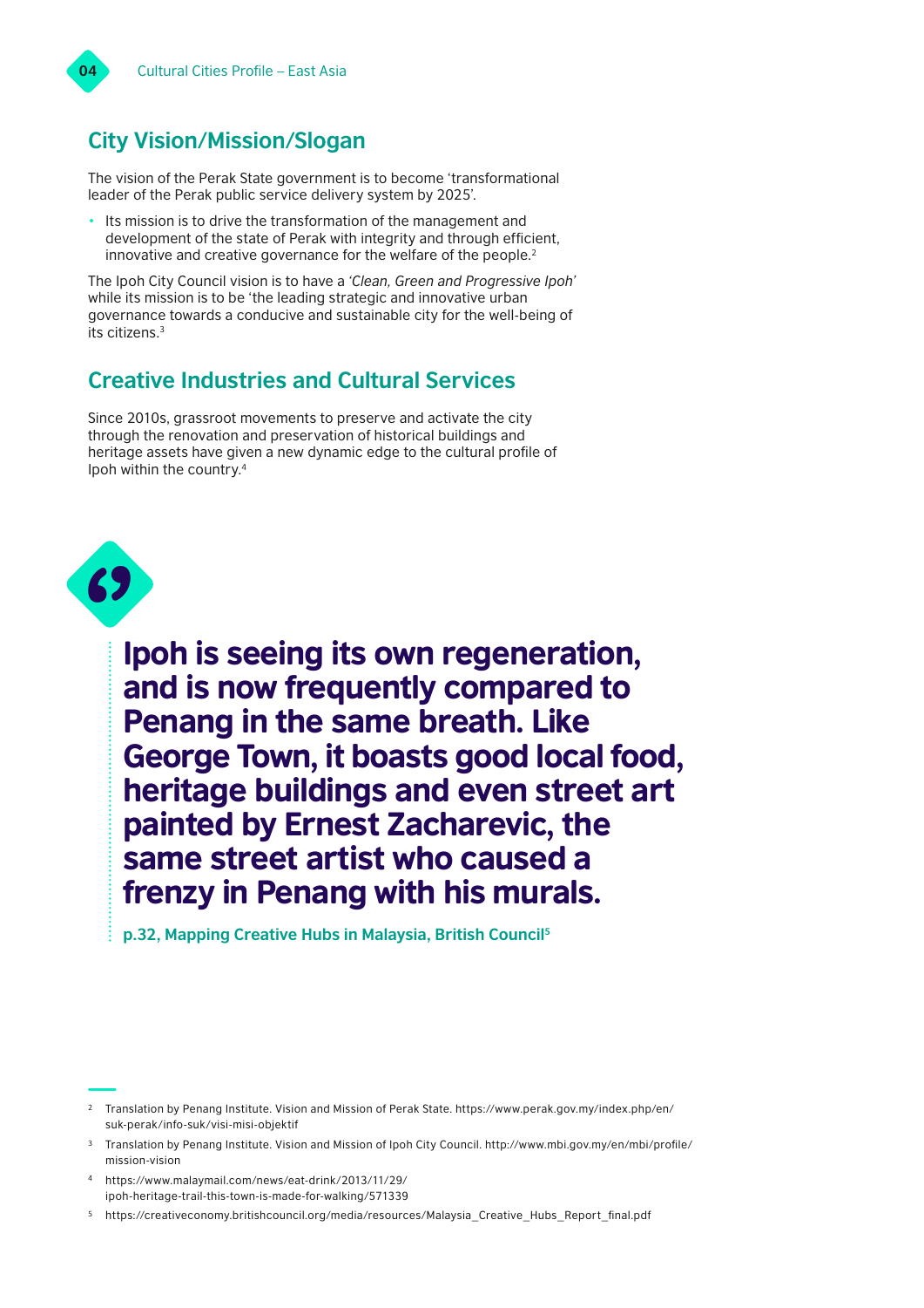## City Vision/Mission/Slogan

The vision of the Perak State government is to become 'transformational leader of the Perak public service delivery system by 2025'.

- Its mission is to drive the transformation of the management and development of the state of Perak with integrity and through efficient, innovative and creative governance for the welfare of the people.[2]

The Ipoh City Council vision is to have a *'Clean, Green and Progressive Ipoh'* while its mission is to be 'the leading strategic and innovative urban governance towards a conducive and sustainable city for the well-being of its citizens.[3]

## Creative Industries and Cultural Services

Since 2010s, grassroot movements to preserve and activate the city through the renovation and preservation of historical buildings and heritage assets have given a new dynamic edge to the cultural profile of Ipoh within the country.[4]

> **Ipoh is seeing its own regeneration, and is now frequently compared to Penang in the same breath. Like George Town, it boasts good local food, heritage buildings and even street art painted by Ernest Zacharevic, the same street artist who caused a frenzy in Penang with his murals.**
>
> **p.32, Mapping Creative Hubs in Malaysia, British Council[5]**

---

[2] Translation by Penang Institute. Vision and Mission of Perak State. https://www.perak.gov.my/index.php/en/suk-perak/info-suk/visi-misi-objektif

[3] Translation by Penang Institute. Vision and Mission of Ipoh City Council. http://www.mbi.gov.my/en/mbi/profile/mission-vision

[4] https://www.malaymail.com/news/eat-drink/2013/11/29/ipoh-heritage-trail-this-town-is-made-for-walking/571339

[5] https://creativeconomy.britishcouncil.org/media/resources/Malaysia_Creative_Hubs_Report_final.pdf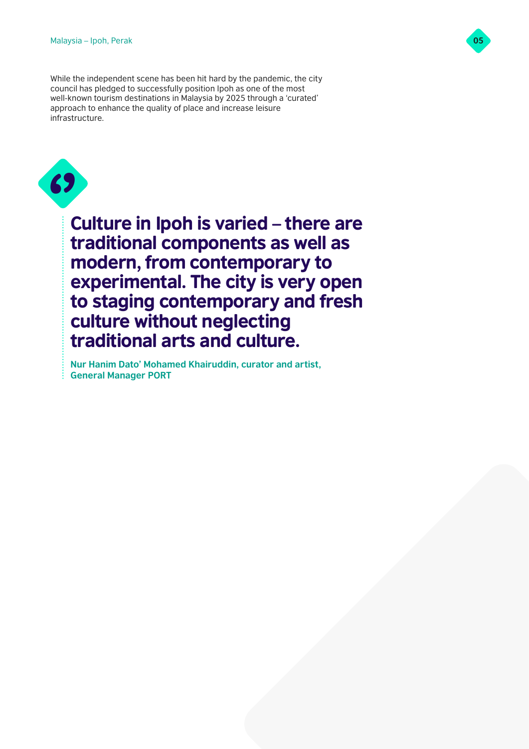While the independent scene has been hit hard by the pandemic, the city council has pledged to successfully position Ipoh as one of the most well-known tourism destinations in Malaysia by 2025 through a 'curated' approach to enhance the quality of place and increase leisure infrastructure.

> **Culture in Ipoh is varied – there are traditional components as well as modern, from contemporary to experimental. The city is very open to staging contemporary and fresh culture without neglecting traditional arts and culture.**
>
> **Nur Hanim Dato' Mohamed Khairuddin, curator and artist, General Manager PORT**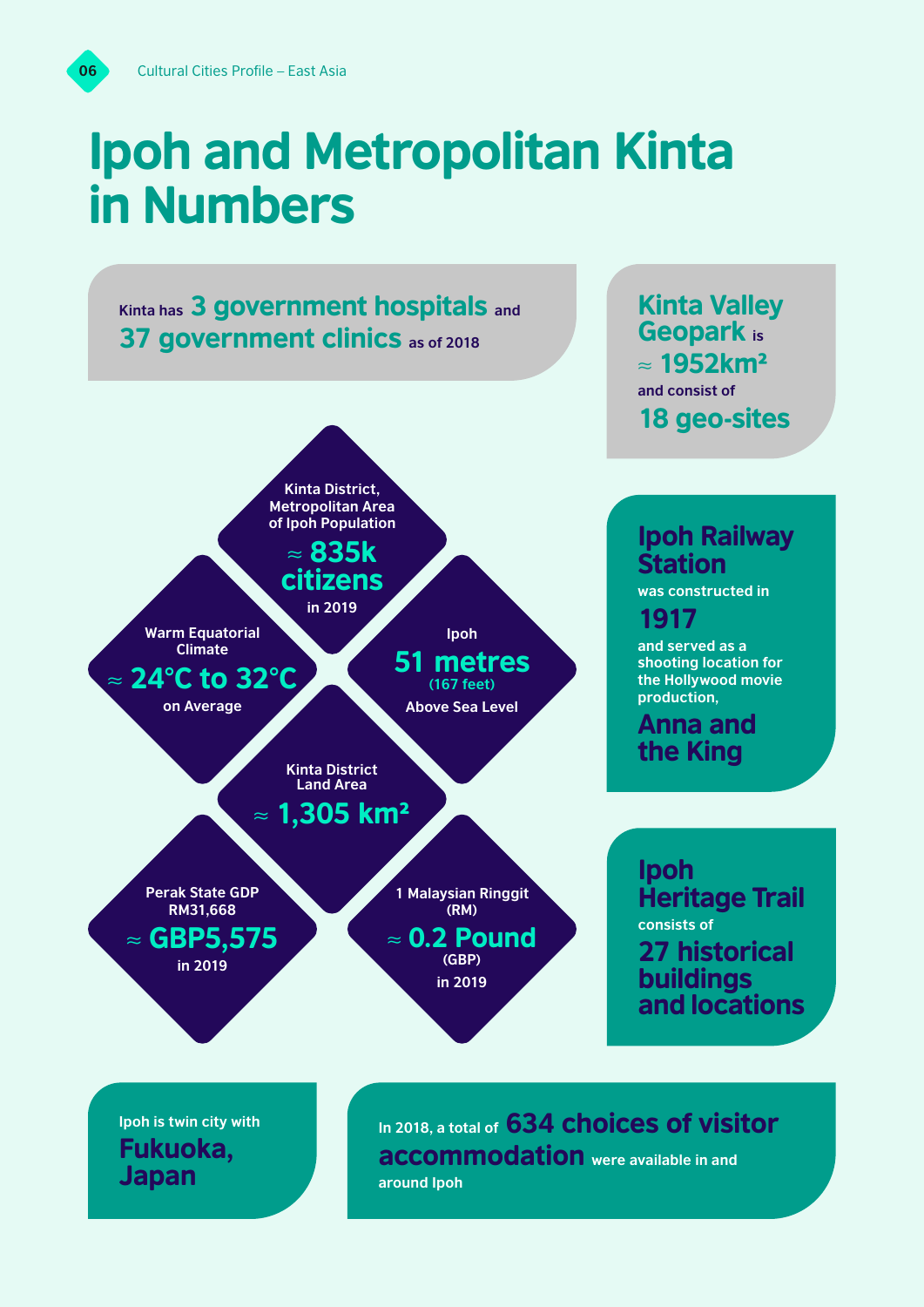# Ipoh and Metropolitan Kinta in Numbers

Kinta has **3 government hospitals** and **37 government clinics** as of 2018

**Kinta Valley Geopark** is ≈ **1952km²** and consist of **18 geo-sites**

Kinta District, Metropolitan Area of Ipoh Population
≈ **835k citizens**
in 2019

Warm Equatorial Climate
≈ **24°C to 32°C**
on Average

Ipoh
**51 metres**
(167 feet)
Above Sea Level

Kinta District Land Area
≈ **1,305 km²**

Perak State GDP RM31,668
≈ **GBP5,575**
in 2019

1 Malaysian Ringgit (RM)
≈ **0.2 Pound**
(GBP)
in 2019

**Ipoh Railway Station** was constructed in **1917** and served as a shooting location for the Hollywood movie production, **Anna and the King**

**Ipoh Heritage Trail** consists of **27 historical buildings and locations**

Ipoh is twin city with **Fukuoka, Japan**

In 2018, a total of **634 choices of visitor accommodation** were available in and around Ipoh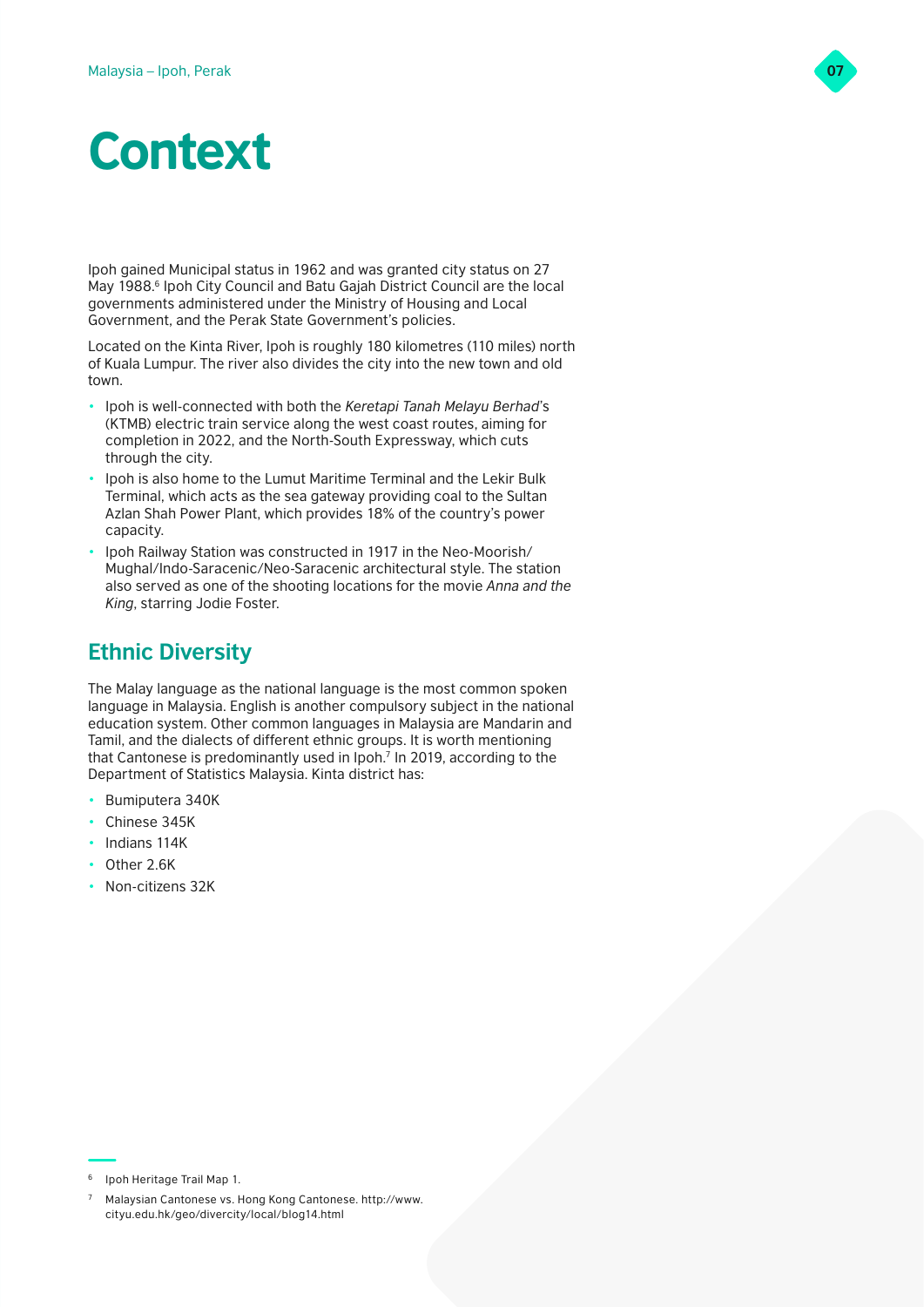# Context

Ipoh gained Municipal status in 1962 and was granted city status on 27 May 1988.[6] Ipoh City Council and Batu Gajah District Council are the local governments administered under the Ministry of Housing and Local Government, and the Perak State Government's policies.

Located on the Kinta River, Ipoh is roughly 180 kilometres (110 miles) north of Kuala Lumpur. The river also divides the city into the new town and old town.

- Ipoh is well-connected with both the *Keretapi Tanah Melayu Berhad*'s (KTMB) electric train service along the west coast routes, aiming for completion in 2022, and the North-South Expressway, which cuts through the city.
- Ipoh is also home to the Lumut Maritime Terminal and the Lekir Bulk Terminal, which acts as the sea gateway providing coal to the Sultan Azlan Shah Power Plant, which provides 18% of the country's power capacity.
- Ipoh Railway Station was constructed in 1917 in the Neo-Moorish/Mughal/Indo-Saracenic/Neo-Saracenic architectural style. The station also served as one of the shooting locations for the movie *Anna and the King*, starring Jodie Foster.

## Ethnic Diversity

The Malay language as the national language is the most common spoken language in Malaysia. English is another compulsory subject in the national education system. Other common languages in Malaysia are Mandarin and Tamil, and the dialects of different ethnic groups. It is worth mentioning that Cantonese is predominantly used in Ipoh.[7] In 2019, according to the Department of Statistics Malaysia. Kinta district has:

- Bumiputera 340K
- Chinese 345K
- Indians 114K
- Other 2.6K
- Non-citizens 32K

---

[6] Ipoh Heritage Trail Map 1.

[7] Malaysian Cantonese vs. Hong Kong Cantonese. http://www.cityu.edu.hk/geo/divercity/local/blog14.html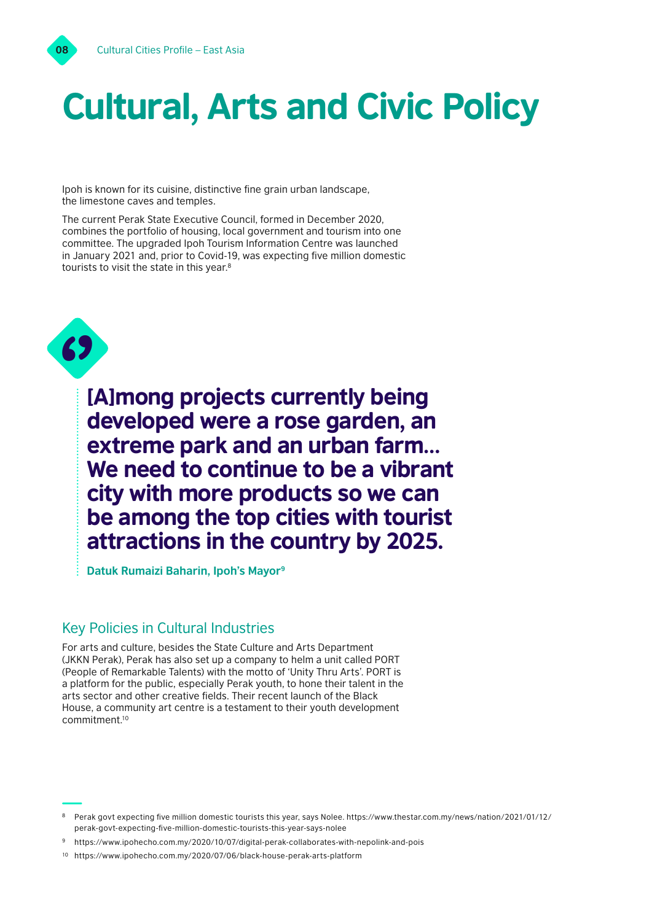# Cultural, Arts and Civic Policy

Ipoh is known for its cuisine, distinctive fine grain urban landscape, the limestone caves and temples.

The current Perak State Executive Council, formed in December 2020, combines the portfolio of housing, local government and tourism into one committee. The upgraded Ipoh Tourism Information Centre was launched in January 2021 and, prior to Covid-19, was expecting five million domestic tourists to visit the state in this year.[8]

> **[A]mong projects currently being developed were a rose garden, an extreme park and an urban farm… We need to continue to be a vibrant city with more products so we can be among the top cities with tourist attractions in the country by 2025.**
>
> **Datuk Rumaizi Baharin, Ipoh's Mayor**[9]

## Key Policies in Cultural Industries

For arts and culture, besides the State Culture and Arts Department (JKKN Perak), Perak has also set up a company to helm a unit called PORT (People of Remarkable Talents) with the motto of 'Unity Thru Arts'. PORT is a platform for the public, especially Perak youth, to hone their talent in the arts sector and other creative fields. Their recent launch of the Black House, a community art centre is a testament to their youth development commitment.[10]

---

[8] Perak govt expecting five million domestic tourists this year, says Nolee. https://www.thestar.com.my/news/nation/2021/01/12/perak-govt-expecting-five-million-domestic-tourists-this-year-says-nolee

[9] https://www.ipohecho.com.my/2020/10/07/digital-perak-collaborates-with-nepolink-and-pois

[10] https://www.ipohecho.com.my/2020/07/06/black-house-perak-arts-platform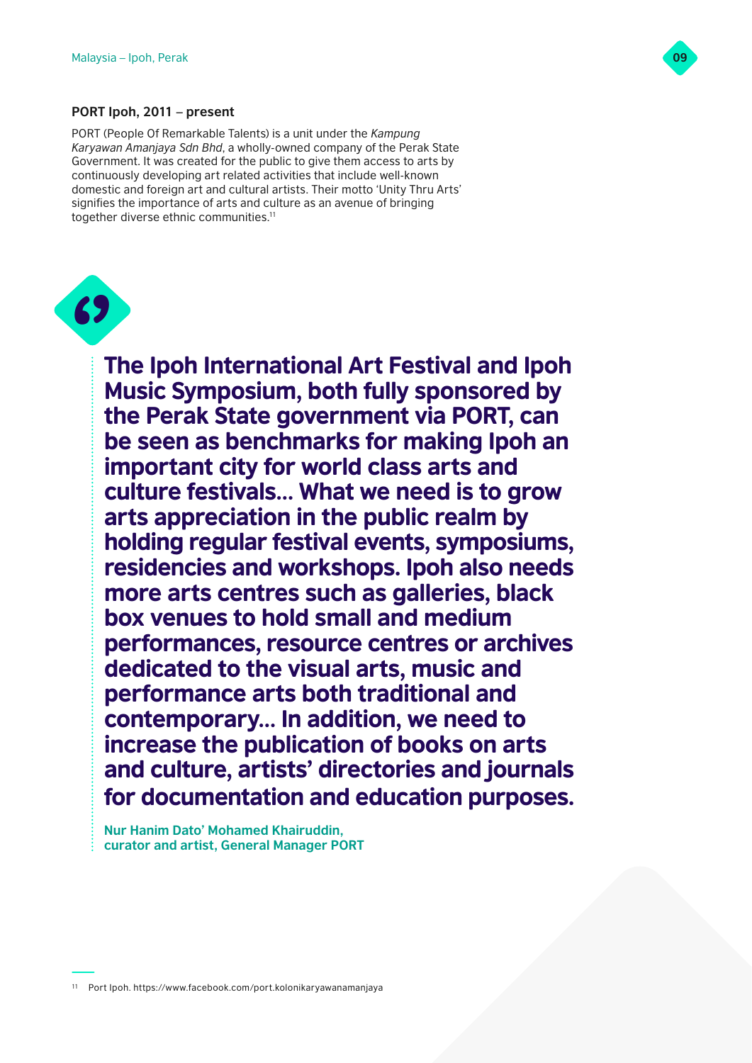**PORT Ipoh, 2011 – present**

PORT (People Of Remarkable Talents) is a unit under the *Kampung Karyawan Amanjaya Sdn Bhd*, a wholly-owned company of the Perak State Government. It was created for the public to give them access to arts by continuously developing art related activities that include well-known domestic and foreign art and cultural artists. Their motto 'Unity Thru Arts' signifies the importance of arts and culture as an avenue of bringing together diverse ethnic communities.[11]

> **The Ipoh International Art Festival and Ipoh Music Symposium, both fully sponsored by the Perak State government via PORT, can be seen as benchmarks for making Ipoh an important city for world class arts and culture festivals… What we need is to grow arts appreciation in the public realm by holding regular festival events, symposiums, residencies and workshops. Ipoh also needs more arts centres such as galleries, black box venues to hold small and medium performances, resource centres or archives dedicated to the visual arts, music and performance arts both traditional and contemporary… In addition, we need to increase the publication of books on arts and culture, artists' directories and journals for documentation and education purposes.**
>
> **Nur Hanim Dato' Mohamed Khairuddin, curator and artist, General Manager PORT**

[11] Port Ipoh. https://www.facebook.com/port.kolonikaryawanamanjaya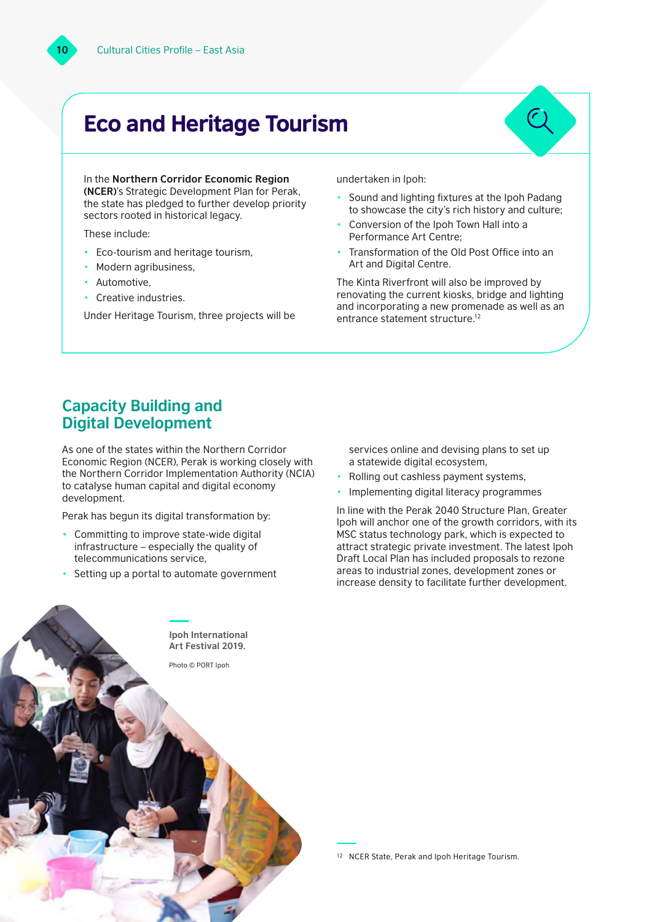# Eco and Heritage Tourism

In the **Northern Corridor Economic Region (NCER)**'s Strategic Development Plan for Perak, the state has pledged to further develop priority sectors rooted in historical legacy.

These include:

- Eco-tourism and heritage tourism,
- Modern agribusiness,
- Automotive,
- Creative industries.

Under Heritage Tourism, three projects will be undertaken in Ipoh:

- Sound and lighting fixtures at the Ipoh Padang to showcase the city's rich history and culture;
- Conversion of the Ipoh Town Hall into a Performance Art Centre;
- Transformation of the Old Post Office into an Art and Digital Centre.

The Kinta Riverfront will also be improved by renovating the current kiosks, bridge and lighting and incorporating a new promenade as well as an entrance statement structure.[12]

## Capacity Building and Digital Development

As one of the states within the Northern Corridor Economic Region (NCER), Perak is working closely with the Northern Corridor Implementation Authority (NCIA) to catalyse human capital and digital economy development.

Perak has begun its digital transformation by:

- Committing to improve state-wide digital infrastructure – especially the quality of telecommunications service,
- Setting up a portal to automate government services online and devising plans to set up a statewide digital ecosystem,
- Rolling out cashless payment systems,
- Implementing digital literacy programmes

In line with the Perak 2040 Structure Plan, Greater Ipoh will anchor one of the growth corridors, with its MSC status technology park, which is expected to attract strategic private investment. The latest Ipoh Draft Local Plan has included proposals to rezone areas to industrial zones, development zones or increase density to facilitate further development.

**Ipoh International Art Festival 2019.**

Photo © PORT Ipoh

[12] NCER State, Perak and Ipoh Heritage Tourism.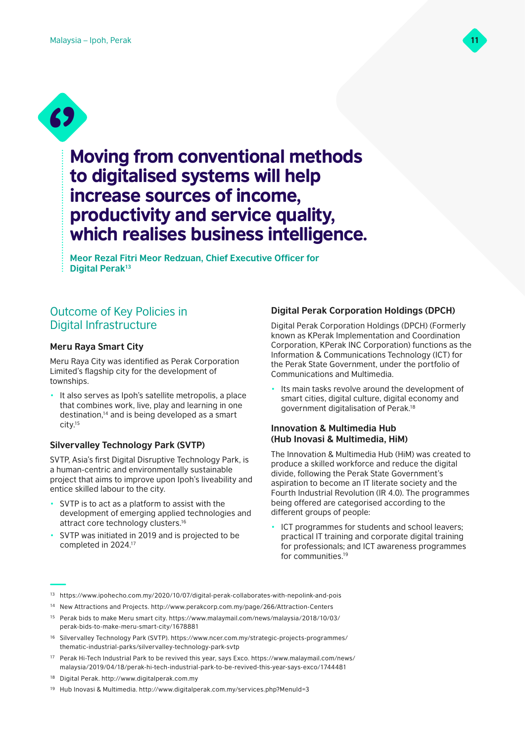> **Moving from conventional methods to digitalised systems will help increase sources of income, productivity and service quality, which realises business intelligence.**
>
> **Meor Rezal Fitri Meor Redzuan, Chief Executive Officer for Digital Perak[13]**

## Outcome of Key Policies in Digital Infrastructure

### Meru Raya Smart City

Meru Raya City was identified as Perak Corporation Limited's flagship city for the development of townships.

- It also serves as Ipoh's satellite metropolis, a place that combines work, live, play and learning in one destination,[14] and is being developed as a smart city.[15]

### Silvervalley Technology Park (SVTP)

SVTP, Asia's first Digital Disruptive Technology Park, is a human-centric and environmentally sustainable project that aims to improve upon Ipoh's liveability and entice skilled labour to the city.

- SVTP is to act as a platform to assist with the development of emerging applied technologies and attract core technology clusters.[16]
- SVTP was initiated in 2019 and is projected to be completed in 2024.[17]

### Digital Perak Corporation Holdings (DPCH)

Digital Perak Corporation Holdings (DPCH) (Formerly known as KPerak Implementation and Coordination Corporation, KPerak INC Corporation) functions as the Information & Communications Technology (ICT) for the Perak State Government, under the portfolio of Communications and Multimedia.

- Its main tasks revolve around the development of smart cities, digital culture, digital economy and government digitalisation of Perak.[18]

### Innovation & Multimedia Hub (Hub Inovasi & Multimedia, HiM)

The Innovation & Multimedia Hub (HiM) was created to produce a skilled workforce and reduce the digital divide, following the Perak State Government's aspiration to become an IT literate society and the Fourth Industrial Revolution (IR 4.0). The programmes being offered are categorised according to the different groups of people:

- ICT programmes for students and school leavers; practical IT training and corporate digital training for professionals; and ICT awareness programmes for communities.[19]

---

[13] https://www.ipohecho.com.my/2020/10/07/digital-perak-collaborates-with-nepolink-and-pois

[14] New Attractions and Projects. http://www.perakcorp.com.my/page/266/Attraction-Centers

[15] Perak bids to make Meru smart city. https://www.malaymail.com/news/malaysia/2018/10/03/perak-bids-to-make-meru-smart-city/1678881

[16] Silvervalley Technology Park (SVTP). https://www.ncer.com.my/strategic-projects-programmes/thematic-industrial-parks/silvervalley-technology-park-svtp

[17] Perak Hi-Tech Industrial Park to be revived this year, says Exco. https://www.malaymail.com/news/malaysia/2019/04/18/perak-hi-tech-industrial-park-to-be-revived-this-year-says-exco/1744481

[18] Digital Perak. http://www.digitalperak.com.my

[19] Hub Inovasi & Multimedia. http://www.digitalperak.com.my/services.php?MenuId=3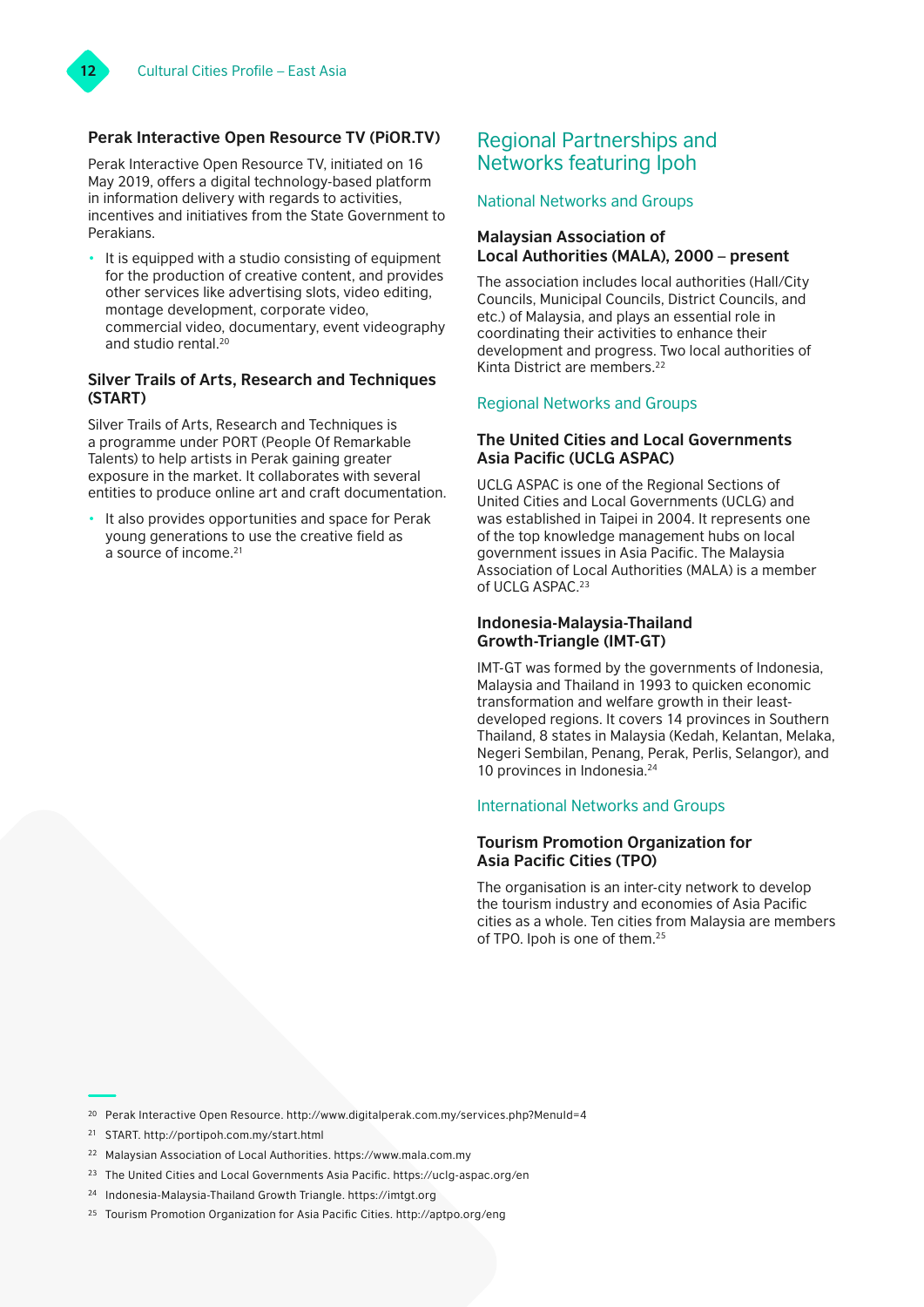### Perak Interactive Open Resource TV (PiOR.TV)

Perak Interactive Open Resource TV, initiated on 16 May 2019, offers a digital technology-based platform in information delivery with regards to activities, incentives and initiatives from the State Government to Perakians.

- It is equipped with a studio consisting of equipment for the production of creative content, and provides other services like advertising slots, video editing, montage development, corporate video, commercial video, documentary, event videography and studio rental.[20]

### Silver Trails of Arts, Research and Techniques (START)

Silver Trails of Arts, Research and Techniques is a programme under PORT (People Of Remarkable Talents) to help artists in Perak gaining greater exposure in the market. It collaborates with several entities to produce online art and craft documentation.

- It also provides opportunities and space for Perak young generations to use the creative field as a source of income.[21]

## Regional Partnerships and Networks featuring Ipoh

### National Networks and Groups

#### Malaysian Association of Local Authorities (MALA), 2000 – present

The association includes local authorities (Hall/City Councils, Municipal Councils, District Councils, and etc.) of Malaysia, and plays an essential role in coordinating their activities to enhance their development and progress. Two local authorities of Kinta District are members.[22]

### Regional Networks and Groups

#### The United Cities and Local Governments Asia Pacific (UCLG ASPAC)

UCLG ASPAC is one of the Regional Sections of United Cities and Local Governments (UCLG) and was established in Taipei in 2004. It represents one of the top knowledge management hubs on local government issues in Asia Pacific. The Malaysia Association of Local Authorities (MALA) is a member of UCLG ASPAC.[23]

#### Indonesia-Malaysia-Thailand Growth-Triangle (IMT-GT)

IMT-GT was formed by the governments of Indonesia, Malaysia and Thailand in 1993 to quicken economic transformation and welfare growth in their least-developed regions. It covers 14 provinces in Southern Thailand, 8 states in Malaysia (Kedah, Kelantan, Melaka, Negeri Sembilan, Penang, Perak, Perlis, Selangor), and 10 provinces in Indonesia.[24]

### International Networks and Groups

#### Tourism Promotion Organization for Asia Pacific Cities (TPO)

The organisation is an inter-city network to develop the tourism industry and economies of Asia Pacific cities as a whole. Ten cities from Malaysia are members of TPO. Ipoh is one of them.[25]

---

[20] Perak Interactive Open Resource. http://www.digitalperak.com.my/services.php?MenuId=4

[21] START. http://portipoh.com.my/start.html

[22] Malaysian Association of Local Authorities. https://www.mala.com.my

[23] The United Cities and Local Governments Asia Pacific. https://uclg-aspac.org/en

[24] Indonesia-Malaysia-Thailand Growth Triangle. https://imtgt.org

[25] Tourism Promotion Organization for Asia Pacific Cities. http://aptpo.org/eng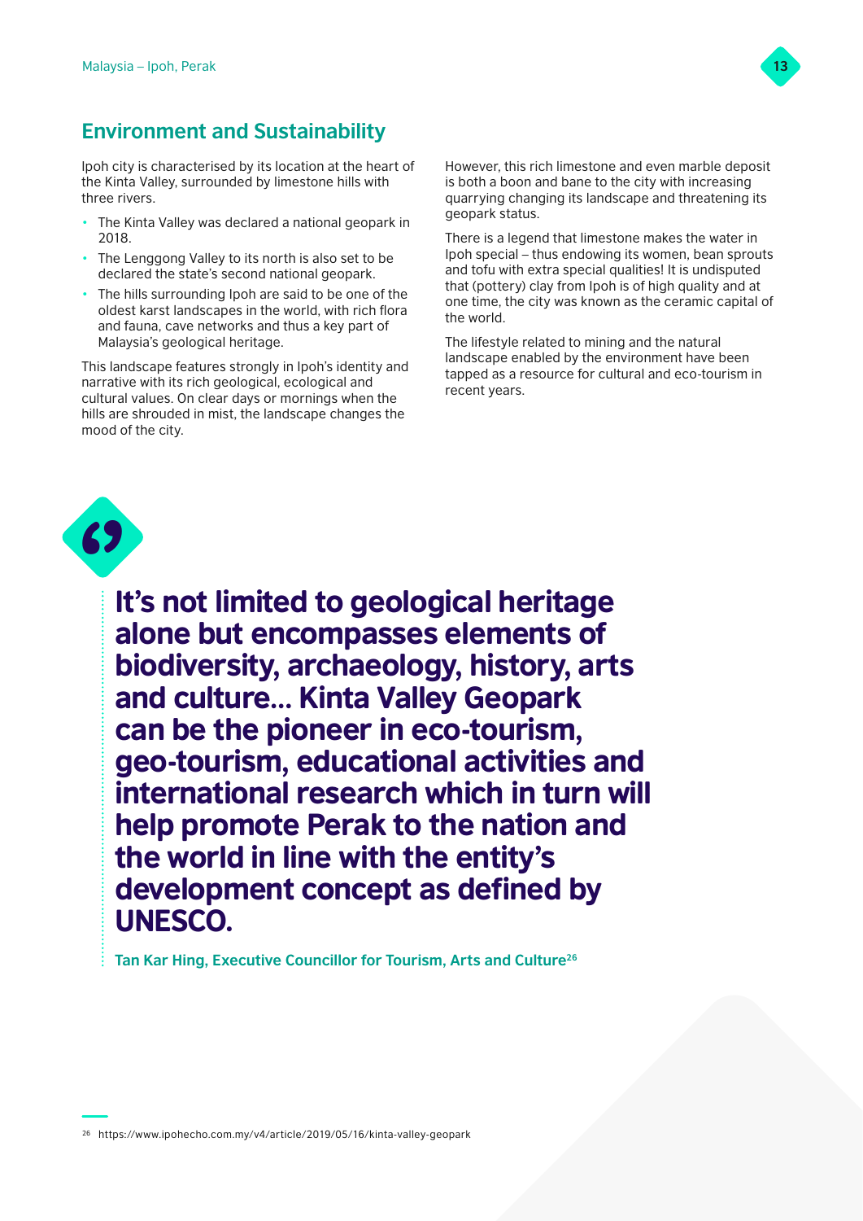## Environment and Sustainability

Ipoh city is characterised by its location at the heart of the Kinta Valley, surrounded by limestone hills with three rivers.

- The Kinta Valley was declared a national geopark in 2018.
- The Lenggong Valley to its north is also set to be declared the state's second national geopark.
- The hills surrounding Ipoh are said to be one of the oldest karst landscapes in the world, with rich flora and fauna, cave networks and thus a key part of Malaysia's geological heritage.

This landscape features strongly in Ipoh's identity and narrative with its rich geological, ecological and cultural values. On clear days or mornings when the hills are shrouded in mist, the landscape changes the mood of the city.

However, this rich limestone and even marble deposit is both a boon and bane to the city with increasing quarrying changing its landscape and threatening its geopark status.

There is a legend that limestone makes the water in Ipoh special – thus endowing its women, bean sprouts and tofu with extra special qualities! It is undisputed that (pottery) clay from Ipoh is of high quality and at one time, the city was known as the ceramic capital of the world.

The lifestyle related to mining and the natural landscape enabled by the environment have been tapped as a resource for cultural and eco-tourism in recent years.

> **It's not limited to geological heritage alone but encompasses elements of biodiversity, archaeology, history, arts and culture... Kinta Valley Geopark can be the pioneer in eco-tourism, geo-tourism, educational activities and international research which in turn will help promote Perak to the nation and the world in line with the entity's development concept as defined by UNESCO.**
>
> **Tan Kar Hing, Executive Councillor for Tourism, Arts and Culture[26]**

[26] https://www.ipohecho.com.my/v4/article/2019/05/16/kinta-valley-geopark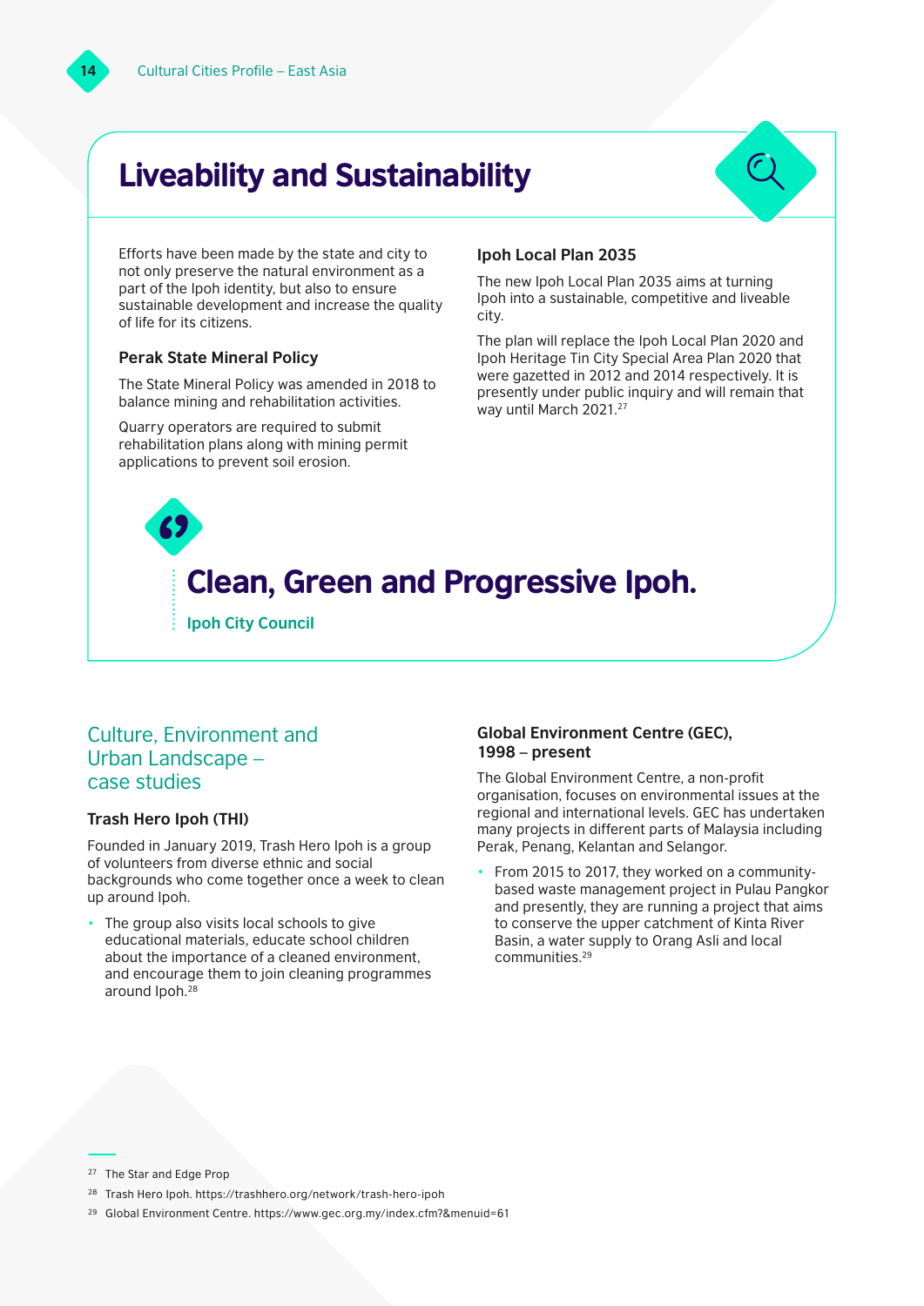# Liveability and Sustainability

Efforts have been made by the state and city to not only preserve the natural environment as a part of the Ipoh identity, but also to ensure sustainable development and increase the quality of life for its citizens.

### Perak State Mineral Policy

The State Mineral Policy was amended in 2018 to balance mining and rehabilitation activities.

Quarry operators are required to submit rehabilitation plans along with mining permit applications to prevent soil erosion.

### Ipoh Local Plan 2035

The new Ipoh Local Plan 2035 aims at turning Ipoh into a sustainable, competitive and liveable city.

The plan will replace the Ipoh Local Plan 2020 and Ipoh Heritage Tin City Special Area Plan 2020 that were gazetted in 2012 and 2014 respectively. It is presently under public inquiry and will remain that way until March 2021.[27]

> **Clean, Green and Progressive Ipoh.**
>
> **Ipoh City Council**

## Culture, Environment and Urban Landscape – case studies

### Trash Hero Ipoh (THI)

Founded in January 2019, Trash Hero Ipoh is a group of volunteers from diverse ethnic and social backgrounds who come together once a week to clean up around Ipoh.

- The group also visits local schools to give educational materials, educate school children about the importance of a cleaned environment, and encourage them to join cleaning programmes around Ipoh.[28]

### Global Environment Centre (GEC), 1998 – present

The Global Environment Centre, a non-profit organisation, focuses on environmental issues at the regional and international levels. GEC has undertaken many projects in different parts of Malaysia including Perak, Penang, Kelantan and Selangor.

- From 2015 to 2017, they worked on a community-based waste management project in Pulau Pangkor and presently, they are running a project that aims to conserve the upper catchment of Kinta River Basin, a water supply to Orang Asli and local communities.[29]

---

[27] The Star and Edge Prop

[28] Trash Hero Ipoh. https://trashhero.org/network/trash-hero-ipoh

[29] Global Environment Centre. https://www.gec.org.my/index.cfm?&menuid=61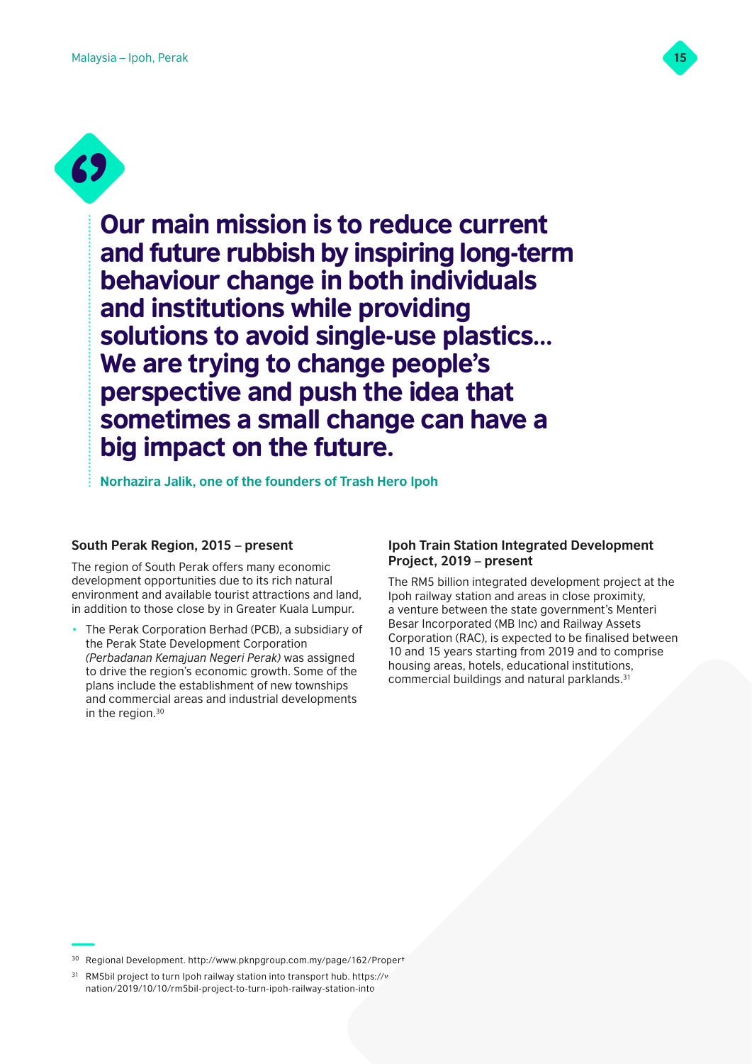> **Our main mission is to reduce current and future rubbish by inspiring long-term behaviour change in both individuals and institutions while providing solutions to avoid single-use plastics… We are trying to change people's perspective and push the idea that sometimes a small change can have a big impact on the future.**
>
> **Norhazira Jalik, one of the founders of Trash Hero Ipoh**

### South Perak Region, 2015 – present

The region of South Perak offers many economic development opportunities due to its rich natural environment and available tourist attractions and land, in addition to those close by in Greater Kuala Lumpur.

- The Perak Corporation Berhad (PCB), a subsidiary of the Perak State Development Corporation *(Perbadanan Kemajuan Negeri Perak)* was assigned to drive the region's economic growth. Some of the plans include the establishment of new townships and commercial areas and industrial developments in the region.[30]

### Ipoh Train Station Integrated Development Project, 2019 – present

The RM5 billion integrated development project at the Ipoh railway station and areas in close proximity, a venture between the state government's Menteri Besar Incorporated (MB Inc) and Railway Assets Corporation (RAC), is expected to be finalised between 10 and 15 years starting from 2019 and to comprise housing areas, hotels, educational institutions, commercial buildings and natural parklands.[31]

---

[30] Regional Development. http://www.pknpgroup.com.my/page/162/Propert

[31] RM5bil project to turn Ipoh railway station into transport hub. https://v nation/2019/10/10/rm5bil-project-to-turn-ipoh-railway-station-into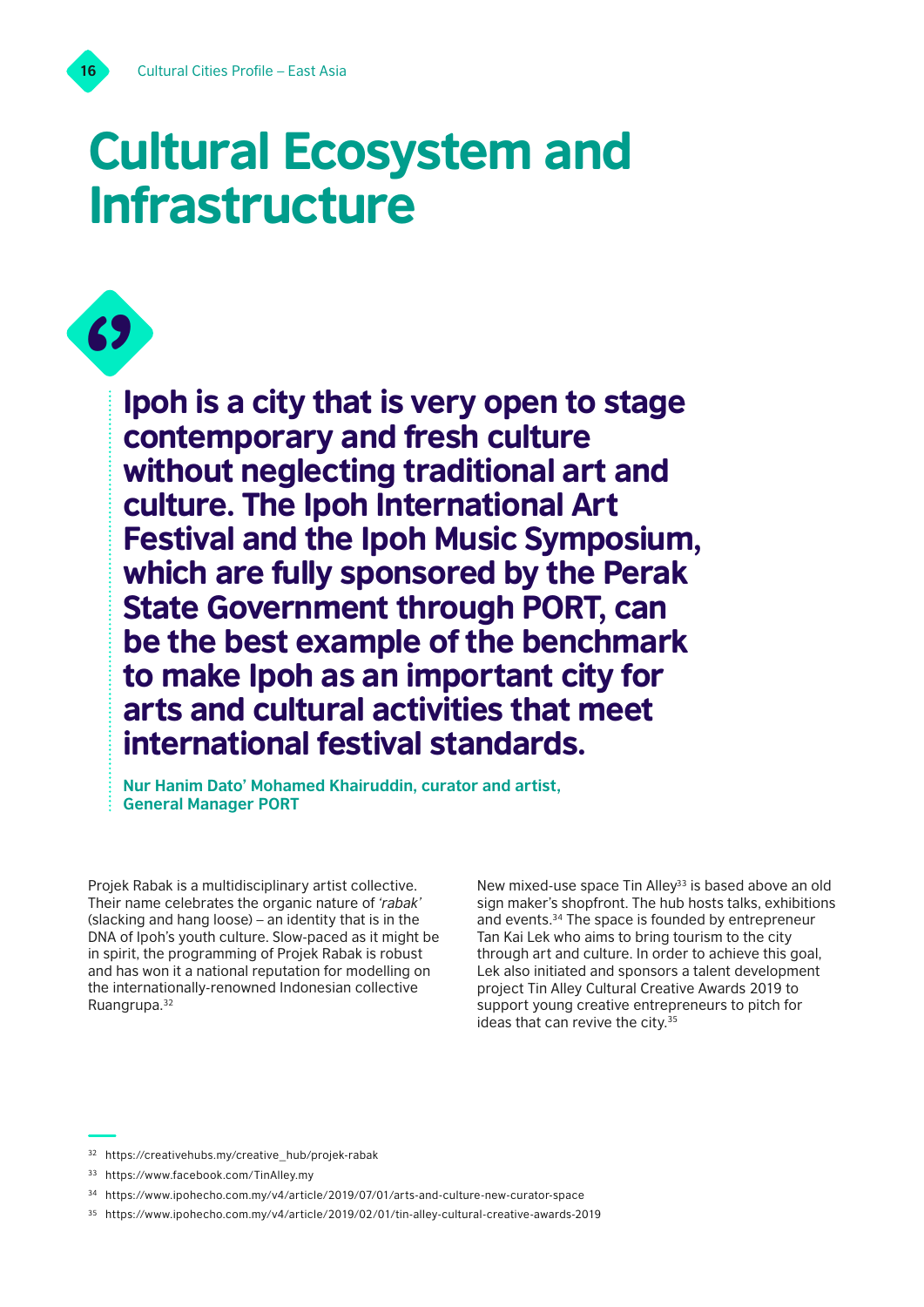# Cultural Ecosystem and Infrastructure

> **Ipoh is a city that is very open to stage contemporary and fresh culture without neglecting traditional art and culture. The Ipoh International Art Festival and the Ipoh Music Symposium, which are fully sponsored by the Perak State Government through PORT, can be the best example of the benchmark to make Ipoh as an important city for arts and cultural activities that meet international festival standards.**
>
> **Nur Hanim Dato' Mohamed Khairuddin, curator and artist, General Manager PORT**

Projek Rabak is a multidisciplinary artist collective. Their name celebrates the organic nature of *'rabak'* (slacking and hang loose) – an identity that is in the DNA of Ipoh's youth culture. Slow-paced as it might be in spirit, the programming of Projek Rabak is robust and has won it a national reputation for modelling on the internationally-renowned Indonesian collective Ruangrupa.[32]

New mixed-use space Tin Alley[33] is based above an old sign maker's shopfront. The hub hosts talks, exhibitions and events.[34] The space is founded by entrepreneur Tan Kai Lek who aims to bring tourism to the city through art and culture. In order to achieve this goal, Lek also initiated and sponsors a talent development project Tin Alley Cultural Creative Awards 2019 to support young creative entrepreneurs to pitch for ideas that can revive the city.[35]

---

[32] https://creativehubs.my/creative_hub/projek-rabak

[33] https://www.facebook.com/TinAlley.my

[34] https://www.ipohecho.com.my/v4/article/2019/07/01/arts-and-culture-new-curator-space

[35] https://www.ipohecho.com.my/v4/article/2019/02/01/tin-alley-cultural-creative-awards-2019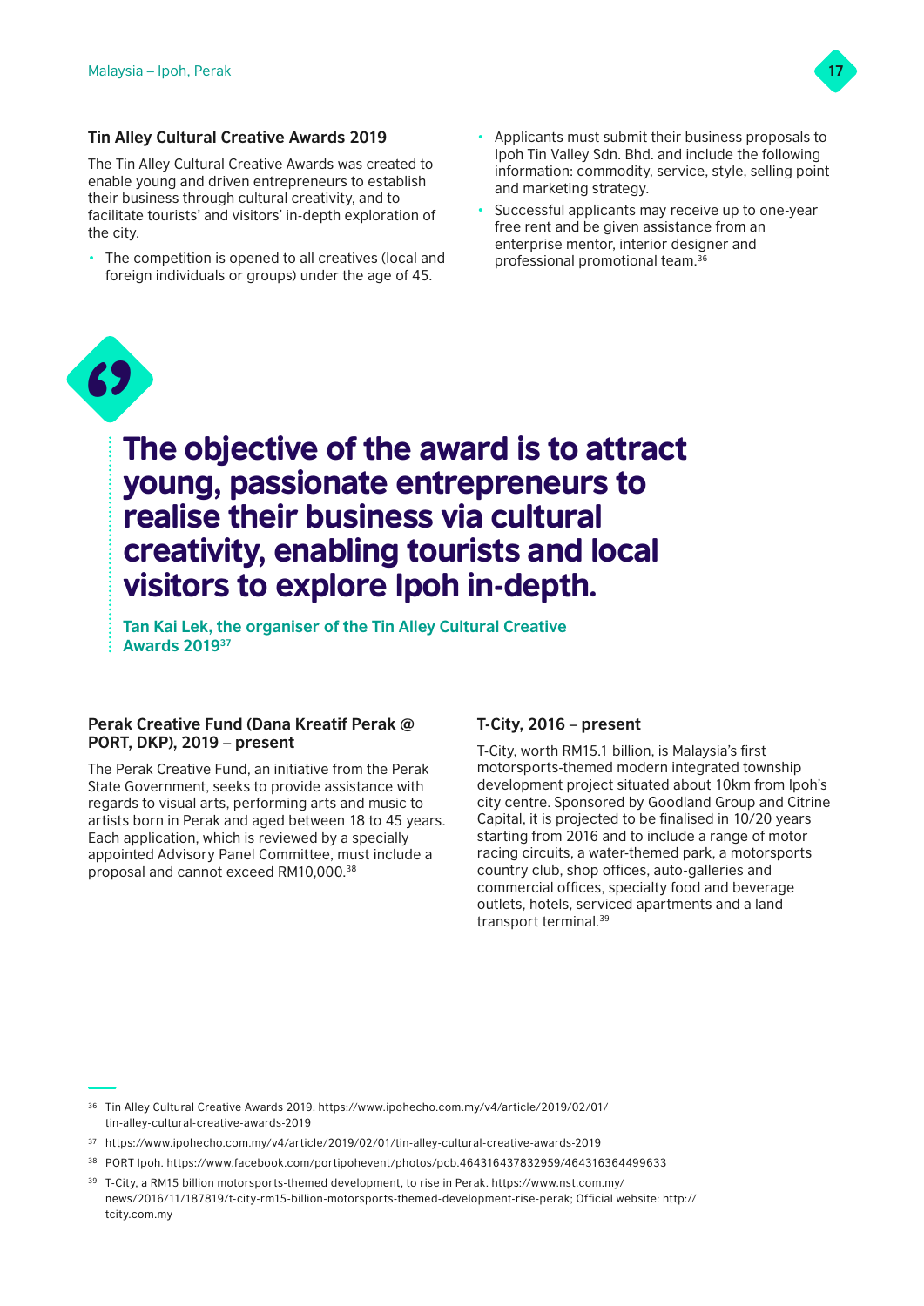### Tin Alley Cultural Creative Awards 2019

The Tin Alley Cultural Creative Awards was created to enable young and driven entrepreneurs to establish their business through cultural creativity, and to facilitate tourists' and visitors' in-depth exploration of the city.

- The competition is opened to all creatives (local and foreign individuals or groups) under the age of 45.
- Applicants must submit their business proposals to Ipoh Tin Valley Sdn. Bhd. and include the following information: commodity, service, style, selling point and marketing strategy.
- Successful applicants may receive up to one-year free rent and be given assistance from an enterprise mentor, interior designer and professional promotional team.[36]

> **The objective of the award is to attract young, passionate entrepreneurs to realise their business via cultural creativity, enabling tourists and local visitors to explore Ipoh in-depth.**
>
> **Tan Kai Lek, the organiser of the Tin Alley Cultural Creative Awards 2019**[37]

### Perak Creative Fund (Dana Kreatif Perak @ PORT, DKP), 2019 – present

The Perak Creative Fund, an initiative from the Perak State Government, seeks to provide assistance with regards to visual arts, performing arts and music to artists born in Perak and aged between 18 to 45 years. Each application, which is reviewed by a specially appointed Advisory Panel Committee, must include a proposal and cannot exceed RM10,000.[38]

### T-City, 2016 – present

T-City, worth RM15.1 billion, is Malaysia's first motorsports-themed modern integrated township development project situated about 10km from Ipoh's city centre. Sponsored by Goodland Group and Citrine Capital, it is projected to be finalised in 10/20 years starting from 2016 and to include a range of motor racing circuits, a water-themed park, a motorsports country club, shop offices, auto-galleries and commercial offices, specialty food and beverage outlets, hotels, serviced apartments and a land transport terminal.[39]

---

[36] Tin Alley Cultural Creative Awards 2019. https://www.ipohecho.com.my/v4/article/2019/02/01/tin-alley-cultural-creative-awards-2019

[37] https://www.ipohecho.com.my/v4/article/2019/02/01/tin-alley-cultural-creative-awards-2019

[38] PORT Ipoh. https://www.facebook.com/portipohevent/photos/pcb.464316437832959/464316364499633

[39] T-City, a RM15 billion motorsports-themed development, to rise in Perak. https://www.nst.com.my/news/2016/11/187819/t-city-rm15-billion-motorsports-themed-development-rise-perak; Official website: http://tcity.com.my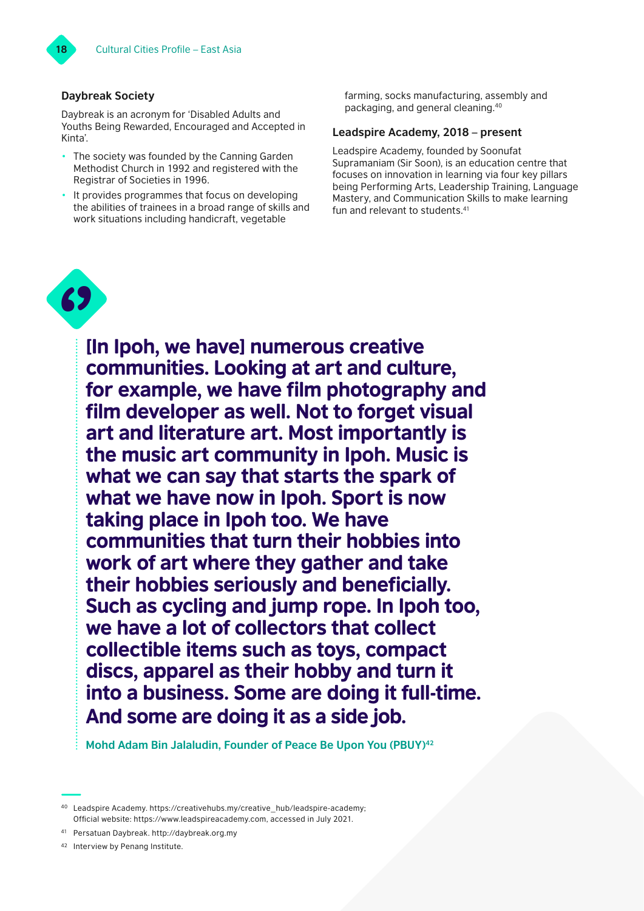### Daybreak Society

Daybreak is an acronym for 'Disabled Adults and Youths Being Rewarded, Encouraged and Accepted in Kinta'.

- The society was founded by the Canning Garden Methodist Church in 1992 and registered with the Registrar of Societies in 1996.
- It provides programmes that focus on developing the abilities of trainees in a broad range of skills and work situations including handicraft, vegetable farming, socks manufacturing, assembly and packaging, and general cleaning.[40]

### Leadspire Academy, 2018 – present

Leadspire Academy, founded by Soonufat Supramaniam (Sir Soon), is an education centre that focuses on innovation in learning via four key pillars being Performing Arts, Leadership Training, Language Mastery, and Communication Skills to make learning fun and relevant to students.[41]

> **[In Ipoh, we have] numerous creative communities. Looking at art and culture, for example, we have film photography and film developer as well. Not to forget visual art and literature art. Most importantly is the music art community in Ipoh. Music is what we can say that starts the spark of what we have now in Ipoh. Sport is now taking place in Ipoh too. We have communities that turn their hobbies into work of art where they gather and take their hobbies seriously and beneficially. Such as cycling and jump rope. In Ipoh too, we have a lot of collectors that collect collectible items such as toys, compact discs, apparel as their hobby and turn it into a business. Some are doing it full-time. And some are doing it as a side job.**
>
> **Mohd Adam Bin Jalaludin, Founder of Peace Be Upon You (PBUY)[42]**

---

[40] Leadspire Academy. https://creativehubs.my/creative_hub/leadspire-academy; Official website: https://www.leadspireacademy.com, accessed in July 2021.

[41] Persatuan Daybreak. http://daybreak.org.my

[42] Interview by Penang Institute.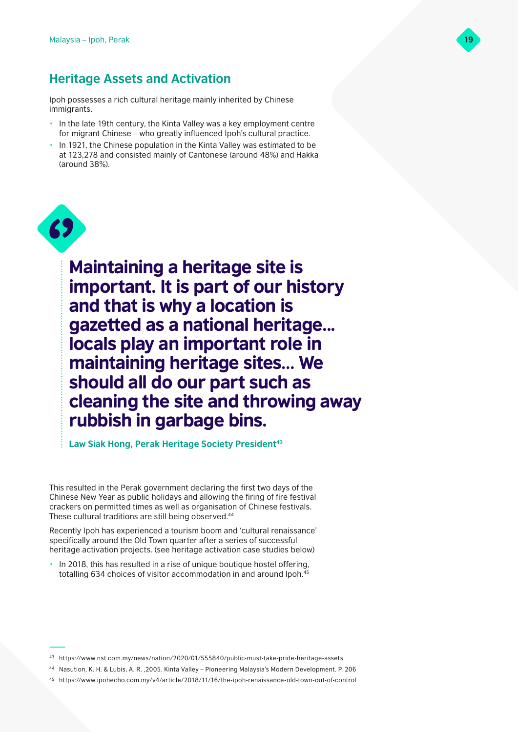## Heritage Assets and Activation

Ipoh possesses a rich cultural heritage mainly inherited by Chinese immigrants.

- In the late 19th century, the Kinta Valley was a key employment centre for migrant Chinese – who greatly influenced Ipoh's cultural practice.
- In 1921, the Chinese population in the Kinta Valley was estimated to be at 123,278 and consisted mainly of Cantonese (around 48%) and Hakka (around 38%).

> **Maintaining a heritage site is important. It is part of our history and that is why a location is gazetted as a national heritage… locals play an important role in maintaining heritage sites… We should all do our part such as cleaning the site and throwing away rubbish in garbage bins.**
>
> **Law Siak Hong, Perak Heritage Society President[43]**

This resulted in the Perak government declaring the first two days of the Chinese New Year as public holidays and allowing the firing of fire festival crackers on permitted times as well as organisation of Chinese festivals. These cultural traditions are still being observed.[44]

Recently Ipoh has experienced a tourism boom and 'cultural renaissance' specifically around the Old Town quarter after a series of successful heritage activation projects. (see heritage activation case studies below)

- In 2018, this has resulted in a rise of unique boutique hostel offering, totalling 634 choices of visitor accommodation in and around Ipoh.[45]

---

43 https://www.nst.com.my/news/nation/2020/01/555840/public-must-take-pride-heritage-assets

44 Nasution, K. H. & Lubis, A. R. ,2005. Kinta Valley – Pioneering Malaysia's Modern Development. P. 206

45 https://www.ipohecho.com.my/v4/article/2018/11/16/the-ipoh-renaissance-old-town-out-of-control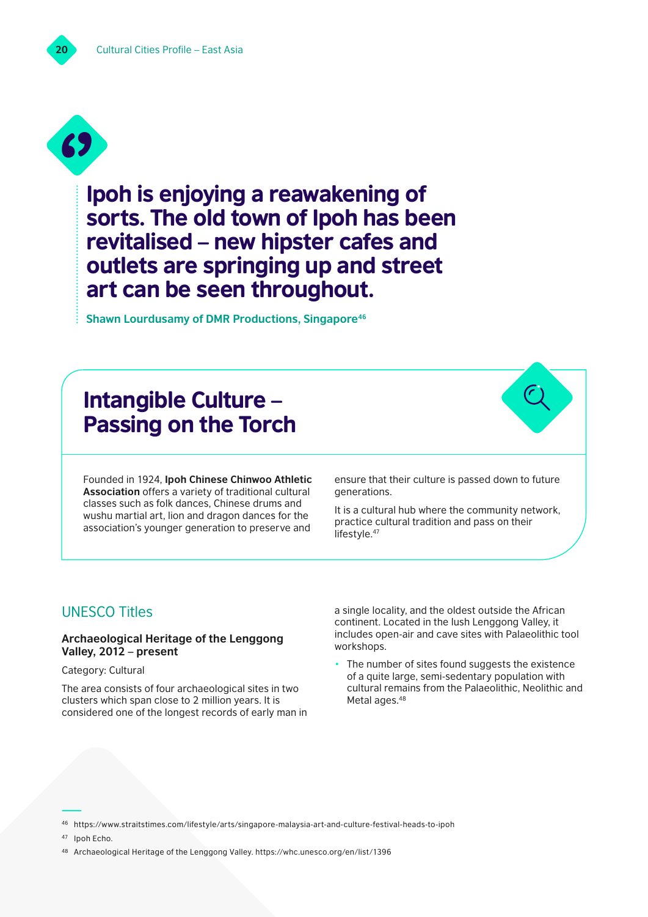> **Ipoh is enjoying a reawakening of sorts. The old town of Ipoh has been revitalised – new hipster cafes and outlets are springing up and street art can be seen throughout.**
>
> **Shawn Lourdusamy of DMR Productions, Singapore**[46]

## Intangible Culture – Passing on the Torch

Founded in 1924, **Ipoh Chinese Chinwoo Athletic Association** offers a variety of traditional cultural classes such as folk dances, Chinese drums and wushu martial art, lion and dragon dances for the association's younger generation to preserve and ensure that their culture is passed down to future generations.

It is a cultural hub where the community network, practice cultural tradition and pass on their lifestyle.[47]

## UNESCO Titles

**Archaeological Heritage of the Lenggong Valley, 2012 – present**

Category: Cultural

The area consists of four archaeological sites in two clusters which span close to 2 million years. It is considered one of the longest records of early man in a single locality, and the oldest outside the African continent. Located in the lush Lenggong Valley, it includes open-air and cave sites with Palaeolithic tool workshops.

- The number of sites found suggests the existence of a quite large, semi-sedentary population with cultural remains from the Palaeolithic, Neolithic and Metal ages.[48]

---

[46] https://www.straitstimes.com/lifestyle/arts/singapore-malaysia-art-and-culture-festival-heads-to-ipoh

[47] Ipoh Echo.

[48] Archaeological Heritage of the Lenggong Valley. https://whc.unesco.org/en/list/1396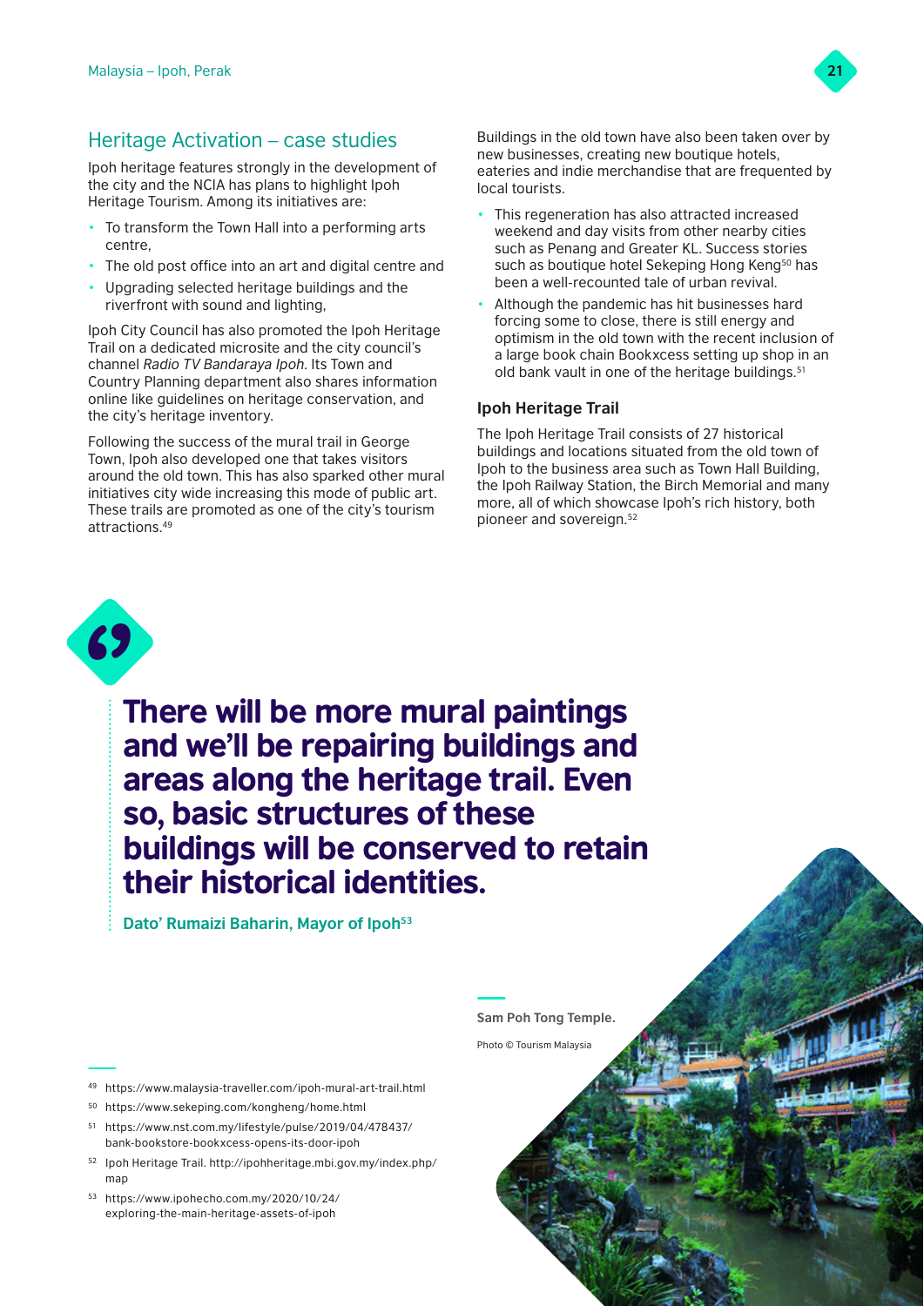## Heritage Activation – case studies

Ipoh heritage features strongly in the development of the city and the NCIA has plans to highlight Ipoh Heritage Tourism. Among its initiatives are:

- To transform the Town Hall into a performing arts centre,
- The old post office into an art and digital centre and
- Upgrading selected heritage buildings and the riverfront with sound and lighting,

Ipoh City Council has also promoted the Ipoh Heritage Trail on a dedicated microsite and the city council's channel *Radio TV Bandaraya Ipoh*. Its Town and Country Planning department also shares information online like guidelines on heritage conservation, and the city's heritage inventory.

Following the success of the mural trail in George Town, Ipoh also developed one that takes visitors around the old town. This has also sparked other mural initiatives city wide increasing this mode of public art. These trails are promoted as one of the city's tourism attractions.[49]

Buildings in the old town have also been taken over by new businesses, creating new boutique hotels, eateries and indie merchandise that are frequented by local tourists.

- This regeneration has also attracted increased weekend and day visits from other nearby cities such as Penang and Greater KL. Success stories such as boutique hotel Sekeping Hong Keng[50] has been a well-recounted tale of urban revival.
- Although the pandemic has hit businesses hard forcing some to close, there is still energy and optimism in the old town with the recent inclusion of a large book chain Bookxcess setting up shop in an old bank vault in one of the heritage buildings.[51]

### Ipoh Heritage Trail

The Ipoh Heritage Trail consists of 27 historical buildings and locations situated from the old town of Ipoh to the business area such as Town Hall Building, the Ipoh Railway Station, the Birch Memorial and many more, all of which showcase Ipoh's rich history, both pioneer and sovereign.[52]

> **There will be more mural paintings and we'll be repairing buildings and areas along the heritage trail. Even so, basic structures of these buildings will be conserved to retain their historical identities.**
>
> **Dato' Rumaizi Baharin, Mayor of Ipoh[53]**

**Sam Poh Tong Temple.**

Photo © Tourism Malaysia

---

[49] https://www.malaysia-traveller.com/ipoh-mural-art-trail.html

[50] https://www.sekeping.com/kongheng/home.html

[51] https://www.nst.com.my/lifestyle/pulse/2019/04/478437/bank-bookstore-bookxcess-opens-its-door-ipoh

[52] Ipoh Heritage Trail. http://ipohheritage.mbi.gov.my/index.php/map

[53] https://www.ipohecho.com.my/2020/10/24/exploring-the-main-heritage-assets-of-ipoh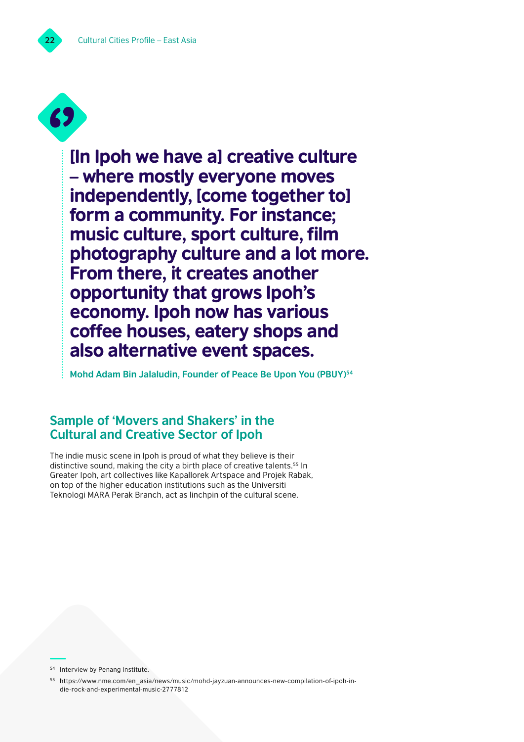> **[In Ipoh we have a] creative culture – where mostly everyone moves independently, [come together to] form a community. For instance; music culture, sport culture, film photography culture and a lot more. From there, it creates another opportunity that grows Ipoh's economy. Ipoh now has various coffee houses, eatery shops and also alternative event spaces.**
>
> **Mohd Adam Bin Jalaludin, Founder of Peace Be Upon You (PBUY)[54]**

## Sample of 'Movers and Shakers' in the Cultural and Creative Sector of Ipoh

The indie music scene in Ipoh is proud of what they believe is their distinctive sound, making the city a birth place of creative talents.[55] In Greater Ipoh, art collectives like Kapallorek Artspace and Projek Rabak, on top of the higher education institutions such as the Universiti Teknologi MARA Perak Branch, act as linchpin of the cultural scene.

---

[54] Interview by Penang Institute.

[55] https://www.nme.com/en_asia/news/music/mohd-jayzuan-announces-new-compilation-of-ipoh-indie-rock-and-experimental-music-2777812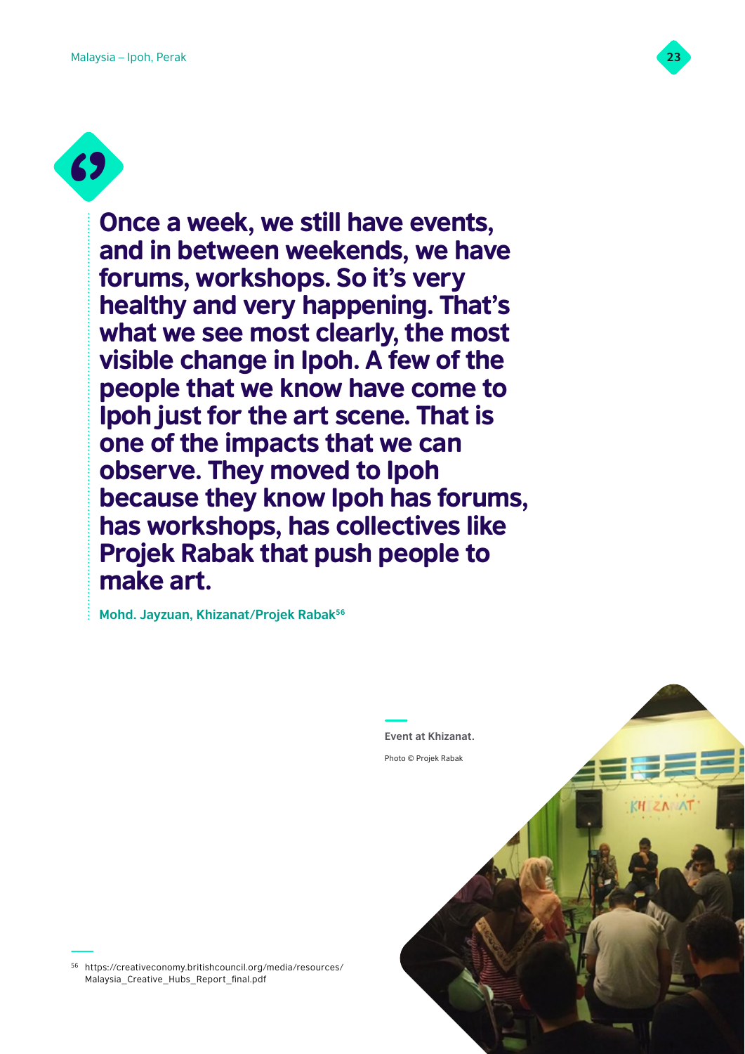> **Once a week, we still have events, and in between weekends, we have forums, workshops. So it's very healthy and very happening. That's what we see most clearly, the most visible change in Ipoh. A few of the people that we know have come to Ipoh just for the art scene. That is one of the impacts that we can observe. They moved to Ipoh because they know Ipoh has forums, has workshops, has collectives like Projek Rabak that push people to make art.**
>
> **Mohd. Jayzuan, Khizanat/Projek Rabak**[56]

**Event at Khizanat.**

Photo © Projek Rabak

[56] https://creativeconomy.britishcouncil.org/media/resources/Malaysia_Creative_Hubs_Report_final.pdf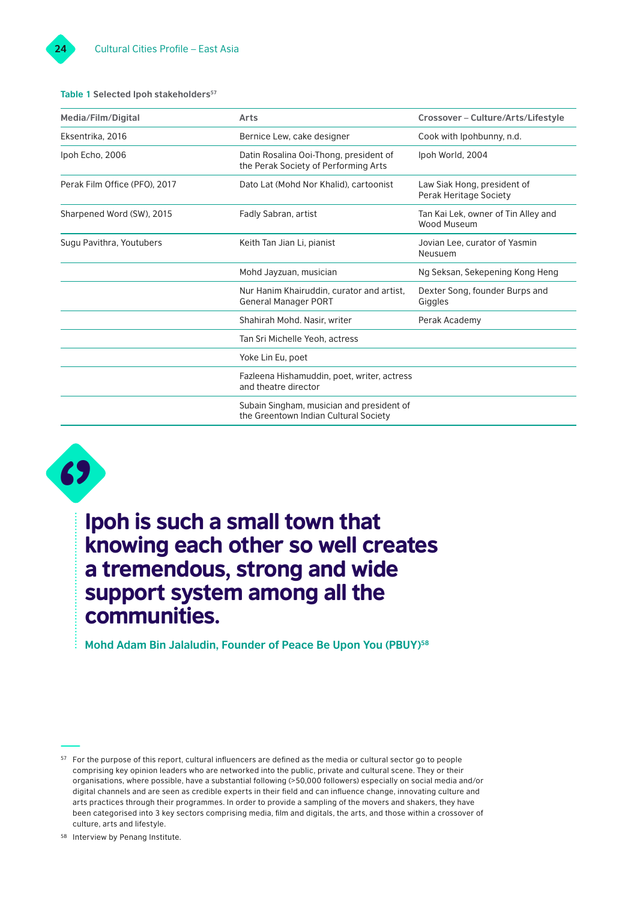**Table 1 Selected Ipoh stakeholders[57]**

| Media/Film/Digital | Arts | Crossover – Culture/Arts/Lifestyle |
|---|---|---|
| Eksentrika, 2016 | Bernice Lew, cake designer | Cook with Ipohbunny, n.d. |
| Ipoh Echo, 2006 | Datin Rosalina Ooi-Thong, president of the Perak Society of Performing Arts | Ipoh World, 2004 |
| Perak Film Office (PFO), 2017 | Dato Lat (Mohd Nor Khalid), cartoonist | Law Siak Hong, president of Perak Heritage Society |
| Sharpened Word (SW), 2015 | Fadly Sabran, artist | Tan Kai Lek, owner of Tin Alley and Wood Museum |
| Sugu Pavithra, Youtubers | Keith Tan Jian Li, pianist | Jovian Lee, curator of Yasmin Neusuem |
| | Mohd Jayzuan, musician | Ng Seksan, Sekepening Kong Heng |
| | Nur Hanim Khairuddin, curator and artist, General Manager PORT | Dexter Song, founder Burps and Giggles |
| | Shahirah Mohd. Nasir, writer | Perak Academy |
| | Tan Sri Michelle Yeoh, actress | |
| | Yoke Lin Eu, poet | |
| | Fazleena Hishamuddin, poet, writer, actress and theatre director | |
| | Subain Singham, musician and president of the Greentown Indian Cultural Society | |

> **Ipoh is such a small town that knowing each other so well creates a tremendous, strong and wide support system among all the communities.**
>
> **Mohd Adam Bin Jalaludin, Founder of Peace Be Upon You (PBUY)[58]**

---

[57] For the purpose of this report, cultural influencers are defined as the media or cultural sector go to people comprising key opinion leaders who are networked into the public, private and cultural scene. They or their organisations, where possible, have a substantial following (>50,000 followers) especially on social media and/or digital channels and are seen as credible experts in their field and can influence change, innovating culture and arts practices through their programmes. In order to provide a sampling of the movers and shakers, they have been categorised into 3 key sectors comprising media, film and digitals, the arts, and those within a crossover of culture, arts and lifestyle.

[58] Interview by Penang Institute.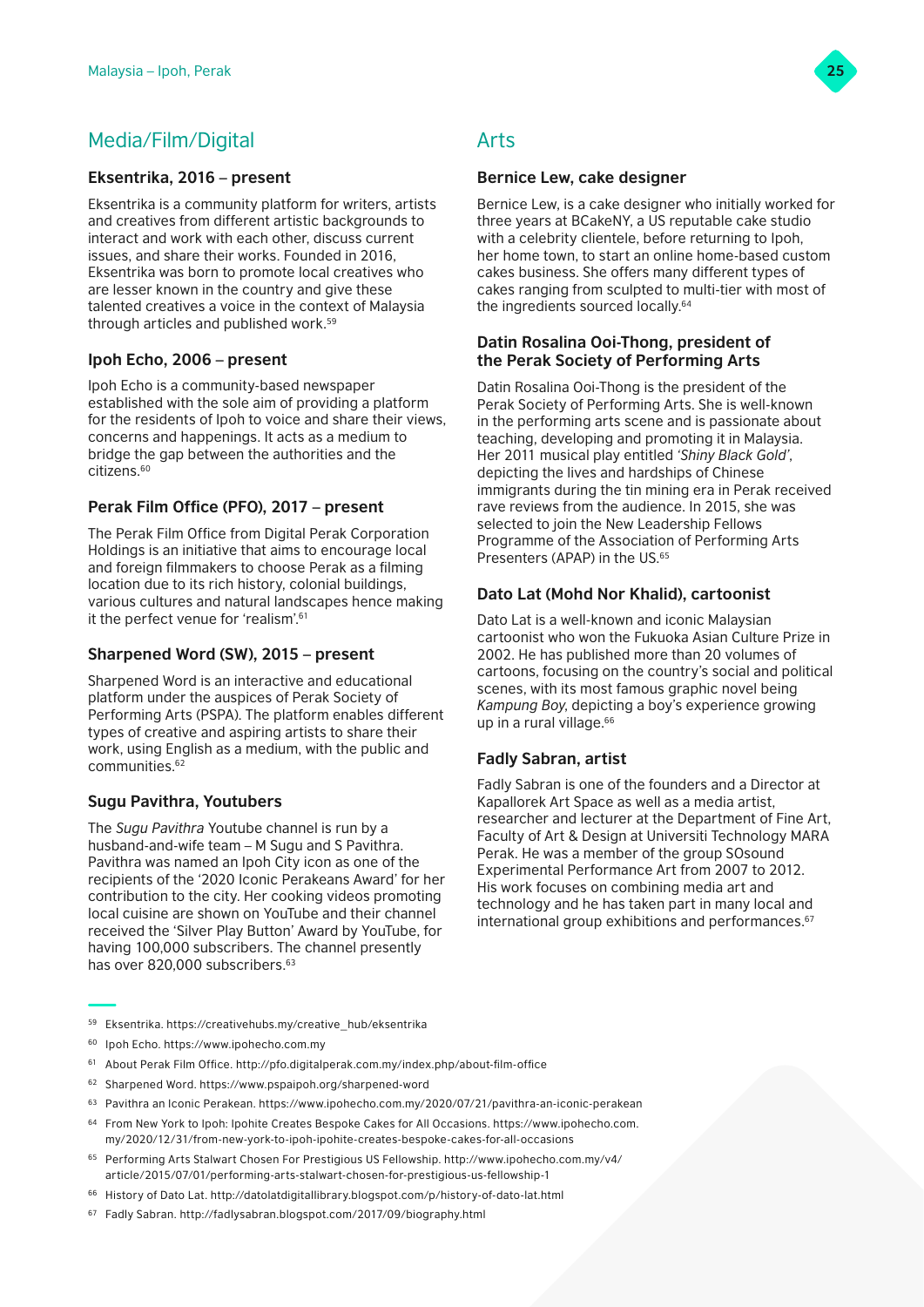## Media/Film/Digital

### Eksentrika, 2016 – present

Eksentrika is a community platform for writers, artists and creatives from different artistic backgrounds to interact and work with each other, discuss current issues, and share their works. Founded in 2016, Eksentrika was born to promote local creatives who are lesser known in the country and give these talented creatives a voice in the context of Malaysia through articles and published work.[59]

### Ipoh Echo, 2006 – present

Ipoh Echo is a community-based newspaper established with the sole aim of providing a platform for the residents of Ipoh to voice and share their views, concerns and happenings. It acts as a medium to bridge the gap between the authorities and the citizens.[60]

### Perak Film Office (PFO), 2017 – present

The Perak Film Office from Digital Perak Corporation Holdings is an initiative that aims to encourage local and foreign filmmakers to choose Perak as a filming location due to its rich history, colonial buildings, various cultures and natural landscapes hence making it the perfect venue for 'realism'.[61]

### Sharpened Word (SW), 2015 – present

Sharpened Word is an interactive and educational platform under the auspices of Perak Society of Performing Arts (PSPA). The platform enables different types of creative and aspiring artists to share their work, using English as a medium, with the public and communities.[62]

### Sugu Pavithra, Youtubers

The *Sugu Pavithra* Youtube channel is run by a husband-and-wife team – M Sugu and S Pavithra. Pavithra was named an Ipoh City icon as one of the recipients of the '2020 Iconic Perakeans Award' for her contribution to the city. Her cooking videos promoting local cuisine are shown on YouTube and their channel received the 'Silver Play Button' Award by YouTube, for having 100,000 subscribers. The channel presently has over 820,000 subscribers.[63]

## Arts

### Bernice Lew, cake designer

Bernice Lew, is a cake designer who initially worked for three years at BCakeNY, a US reputable cake studio with a celebrity clientele, before returning to Ipoh, her home town, to start an online home-based custom cakes business. She offers many different types of cakes ranging from sculpted to multi-tier with most of the ingredients sourced locally.[64]

### Datin Rosalina Ooi-Thong, president of the Perak Society of Performing Arts

Datin Rosalina Ooi-Thong is the president of the Perak Society of Performing Arts. She is well-known in the performing arts scene and is passionate about teaching, developing and promoting it in Malaysia. Her 2011 musical play entitled '*Shiny Black Gold*', depicting the lives and hardships of Chinese immigrants during the tin mining era in Perak received rave reviews from the audience. In 2015, she was selected to join the New Leadership Fellows Programme of the Association of Performing Arts Presenters (APAP) in the US.[65]

### Dato Lat (Mohd Nor Khalid), cartoonist

Dato Lat is a well-known and iconic Malaysian cartoonist who won the Fukuoka Asian Culture Prize in 2002. He has published more than 20 volumes of cartoons, focusing on the country's social and political scenes, with its most famous graphic novel being *Kampung Boy*, depicting a boy's experience growing up in a rural village.[66]

### Fadly Sabran, artist

Fadly Sabran is one of the founders and a Director at Kapallorek Art Space as well as a media artist, researcher and lecturer at the Department of Fine Art, Faculty of Art & Design at Universiti Technology MARA Perak. He was a member of the group SOsound Experimental Performance Art from 2007 to 2012. His work focuses on combining media art and technology and he has taken part in many local and international group exhibitions and performances.[67]

---

[59] Eksentrika. https://creativehubs.my/creative_hub/eksentrika

[60] Ipoh Echo. https://www.ipohecho.com.my

[61] About Perak Film Office. http://pfo.digitalperak.com.my/index.php/about-film-office

[62] Sharpened Word. https://www.pspaipoh.org/sharpened-word

[63] Pavithra an Iconic Perakean. https://www.ipohecho.com.my/2020/07/21/pavithra-an-iconic-perakean

[64] From New York to Ipoh: Ipohite Creates Bespoke Cakes for All Occasions. https://www.ipohecho.com.my/2020/12/31/from-new-york-to-ipoh-ipohite-creates-bespoke-cakes-for-all-occasions

[65] Performing Arts Stalwart Chosen For Prestigious US Fellowship. http://www.ipohecho.com.my/v4/article/2015/07/01/performing-arts-stalwart-chosen-for-prestigious-us-fellowship-1

[66] History of Dato Lat. http://datolatdigitallibrary.blogspot.com/p/history-of-dato-lat.html

[67] Fadly Sabran. http://fadlysabran.blogspot.com/2017/09/biography.html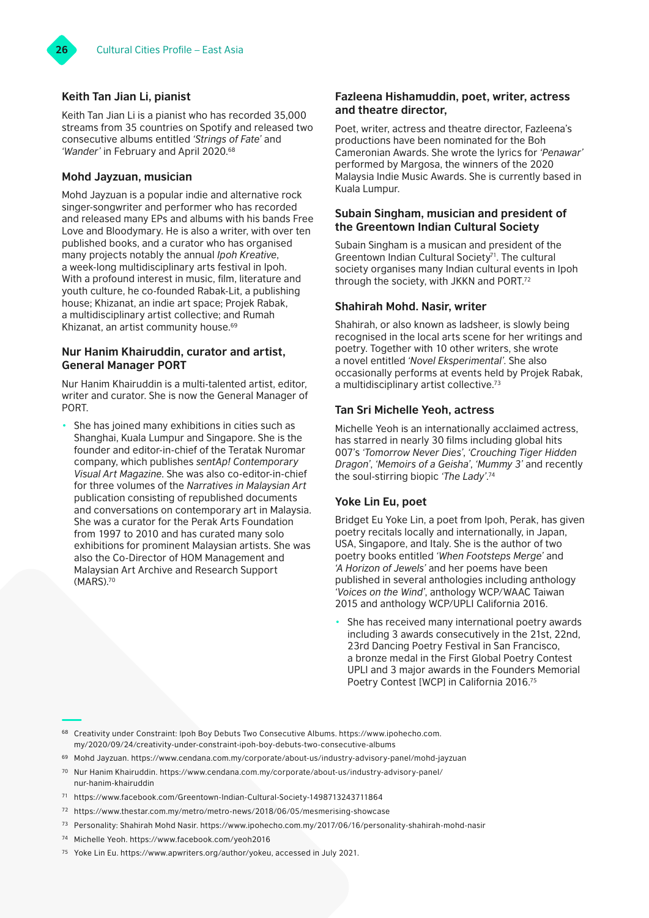### Keith Tan Jian Li, pianist

Keith Tan Jian Li is a pianist who has recorded 35,000 streams from 35 countries on Spotify and released two consecutive albums entitled *'Strings of Fate'* and *'Wander'* in February and April 2020.[68]

### Mohd Jayzuan, musician

Mohd Jayzuan is a popular indie and alternative rock singer-songwriter and performer who has recorded and released many EPs and albums with his bands Free Love and Bloodymary. He is also a writer, with over ten published books, and a curator who has organised many projects notably the annual *Ipoh Kreative*, a week-long multidisciplinary arts festival in Ipoh. With a profound interest in music, film, literature and youth culture, he co-founded Rabak-Lit, a publishing house; Khizanat, an indie art space; Projek Rabak, a multidisciplinary artist collective; and Rumah Khizanat, an artist community house.[69]

### Nur Hanim Khairuddin, curator and artist, General Manager PORT

Nur Hanim Khairuddin is a multi-talented artist, editor, writer and curator. She is now the General Manager of PORT.

- She has joined many exhibitions in cities such as Shanghai, Kuala Lumpur and Singapore. She is the founder and editor-in-chief of the Teratak Nuromar company, which publishes *sentAp! Contemporary Visual Art Magazine*. She was also co-editor-in-chief for three volumes of the *Narratives in Malaysian Art* publication consisting of republished documents and conversations on contemporary art in Malaysia. She was a curator for the Perak Arts Foundation from 1997 to 2010 and has curated many solo exhibitions for prominent Malaysian artists. She was also the Co-Director of HOM Management and Malaysian Art Archive and Research Support (MARS).[70]

### Fazleena Hishamuddin, poet, writer, actress and theatre director,

Poet, writer, actress and theatre director, Fazleena's productions have been nominated for the Boh Cameronian Awards. She wrote the lyrics for *'Penawar'* performed by Margosa, the winners of the 2020 Malaysia Indie Music Awards. She is currently based in Kuala Lumpur.

### Subain Singham, musician and president of the Greentown Indian Cultural Society

Subain Singham is a musican and president of the Greentown Indian Cultural Society[71]. The cultural society organises many Indian cultural events in Ipoh through the society, with JKKN and PORT.[72]

### Shahirah Mohd. Nasir, writer

Shahirah, or also known as ladsheer, is slowly being recognised in the local arts scene for her writings and poetry. Together with 10 other writers, she wrote a novel entitled *'Novel Eksperimental'*. She also occasionally performs at events held by Projek Rabak, a multidisciplinary artist collective.[73]

### Tan Sri Michelle Yeoh, actress

Michelle Yeoh is an internationally acclaimed actress, has starred in nearly 30 films including global hits 007's *'Tomorrow Never Dies'*, *'Crouching Tiger Hidden Dragon'*, *'Memoirs of a Geisha'*, *'Mummy 3'* and recently the soul-stirring biopic *'The Lady'*.[74]

### Yoke Lin Eu, poet

Bridget Eu Yoke Lin, a poet from Ipoh, Perak, has given poetry recitals locally and internationally, in Japan, USA, Singapore, and Italy. She is the author of two poetry books entitled *'When Footsteps Merge'* and *'A Horizon of Jewels'* and her poems have been published in several anthologies including anthology *'Voices on the Wind'*, anthology WCP/WAAC Taiwan 2015 and anthology WCP/UPLI California 2016.

- She has received many international poetry awards including 3 awards consecutively in the 21st, 22nd, 23rd Dancing Poetry Festival in San Francisco, a bronze medal in the First Global Poetry Contest UPLI and 3 major awards in the Founders Memorial Poetry Contest [WCP] in California 2016.[75]

---

[68] Creativity under Constraint: Ipoh Boy Debuts Two Consecutive Albums. https://www.ipohecho.com.my/2020/09/24/creativity-under-constraint-ipoh-boy-debuts-two-consecutive-albums

[69] Mohd Jayzuan. https://www.cendana.com.my/corporate/about-us/industry-advisory-panel/mohd-jayzuan

[70] Nur Hanim Khairuddin. https://www.cendana.com.my/corporate/about-us/industry-advisory-panel/nur-hanim-khairuddin

[71] https://www.facebook.com/Greentown-Indian-Cultural-Society-1498713243711864

[72] https://www.thestar.com.my/metro/metro-news/2018/06/05/mesmerising-showcase

[73] Personality: Shahirah Mohd Nasir. https://www.ipohecho.com.my/2017/06/16/personality-shahirah-mohd-nasir

[74] Michelle Yeoh. https://www.facebook.com/yeoh2016

[75] Yoke Lin Eu. https://www.apwriters.org/author/yokeu, accessed in July 2021.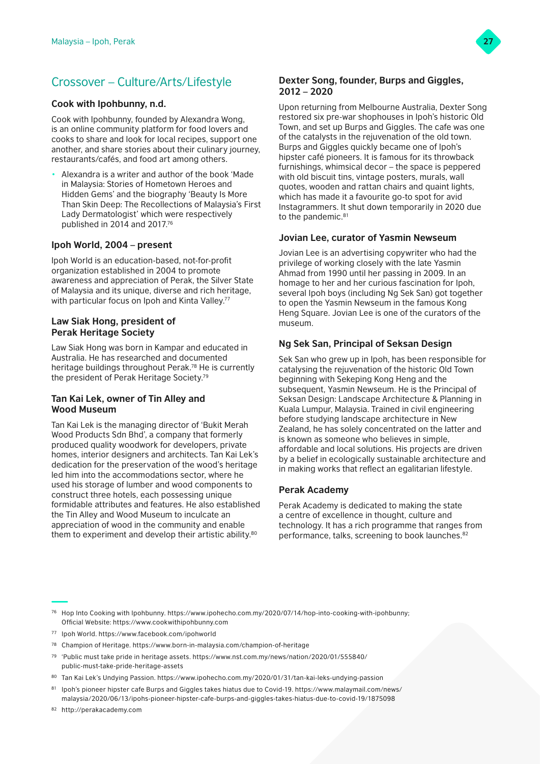## Crossover – Culture/Arts/Lifestyle

### Cook with Ipohbunny, n.d.

Cook with Ipohbunny, founded by Alexandra Wong, is an online community platform for food lovers and cooks to share and look for local recipes, support one another, and share stories about their culinary journey, restaurants/cafés, and food art among others.

- Alexandra is a writer and author of the book 'Made in Malaysia: Stories of Hometown Heroes and Hidden Gems' and the biography 'Beauty Is More Than Skin Deep: The Recollections of Malaysia's First Lady Dermatologist' which were respectively published in 2014 and 2017.[76]

### Ipoh World, 2004 – present

Ipoh World is an education-based, not-for-profit organization established in 2004 to promote awareness and appreciation of Perak, the Silver State of Malaysia and its unique, diverse and rich heritage, with particular focus on Ipoh and Kinta Valley.[77]

### Law Siak Hong, president of Perak Heritage Society

Law Siak Hong was born in Kampar and educated in Australia. He has researched and documented heritage buildings throughout Perak.[78] He is currently the president of Perak Heritage Society.[79]

### Tan Kai Lek, owner of Tin Alley and Wood Museum

Tan Kai Lek is the managing director of 'Bukit Merah Wood Products Sdn Bhd', a company that formerly produced quality woodwork for developers, private homes, interior designers and architects. Tan Kai Lek's dedication for the preservation of the wood's heritage led him into the accommodations sector, where he used his storage of lumber and wood components to construct three hotels, each possessing unique formidable attributes and features. He also established the Tin Alley and Wood Museum to inculcate an appreciation of wood in the community and enable them to experiment and develop their artistic ability.[80]

### Dexter Song, founder, Burps and Giggles, 2012 – 2020

Upon returning from Melbourne Australia, Dexter Song restored six pre-war shophouses in Ipoh's historic Old Town, and set up Burps and Giggles. The cafe was one of the catalysts in the rejuvenation of the old town. Burps and Giggles quickly became one of Ipoh's hipster café pioneers. It is famous for its throwback furnishings, whimsical decor – the space is peppered with old biscuit tins, vintage posters, murals, wall quotes, wooden and rattan chairs and quaint lights, which has made it a favourite go-to spot for avid Instagrammers. It shut down temporarily in 2020 due to the pandemic.[81]

### Jovian Lee, curator of Yasmin Newseum

Jovian Lee is an advertising copywriter who had the privilege of working closely with the late Yasmin Ahmad from 1990 until her passing in 2009. In an homage to her and her curious fascination for Ipoh, several Ipoh boys (including Ng Sek San) got together to open the Yasmin Newseum in the famous Kong Heng Square. Jovian Lee is one of the curators of the museum.

### Ng Sek San, Principal of Seksan Design

Sek San who grew up in Ipoh, has been responsible for catalysing the rejuvenation of the historic Old Town beginning with Sekeping Kong Heng and the subsequent, Yasmin Newseum. He is the Principal of Seksan Design: Landscape Architecture & Planning in Kuala Lumpur, Malaysia. Trained in civil engineering before studying landscape architecture in New Zealand, he has solely concentrated on the latter and is known as someone who believes in simple, affordable and local solutions. His projects are driven by a belief in ecologically sustainable architecture and in making works that reflect an egalitarian lifestyle.

### Perak Academy

Perak Academy is dedicated to making the state a centre of excellence in thought, culture and technology. It has a rich programme that ranges from performance, talks, screening to book launches.[82]

---

[76] Hop Into Cooking with Ipohbunny. https://www.ipohecho.com.my/2020/07/14/hop-into-cooking-with-ipohbunny; Official Website: https://www.cookwithipohbunny.com

[77] Ipoh World. https://www.facebook.com/ipohworld

[78] Champion of Heritage. https://www.born-in-malaysia.com/champion-of-heritage

[79] 'Public must take pride in heritage assets. https://www.nst.com.my/news/nation/2020/01/555840/public-must-take-pride-heritage-assets

[80] Tan Kai Lek's Undying Passion. https://www.ipohecho.com.my/2020/01/31/tan-kai-leks-undying-passion

[81] Ipoh's pioneer hipster cafe Burps and Giggles takes hiatus due to Covid-19. https://www.malaymail.com/news/malaysia/2020/06/13/ipohs-pioneer-hipster-cafe-burps-and-giggles-takes-hiatus-due-to-covid-19/1875098

[82] http://perakacademy.com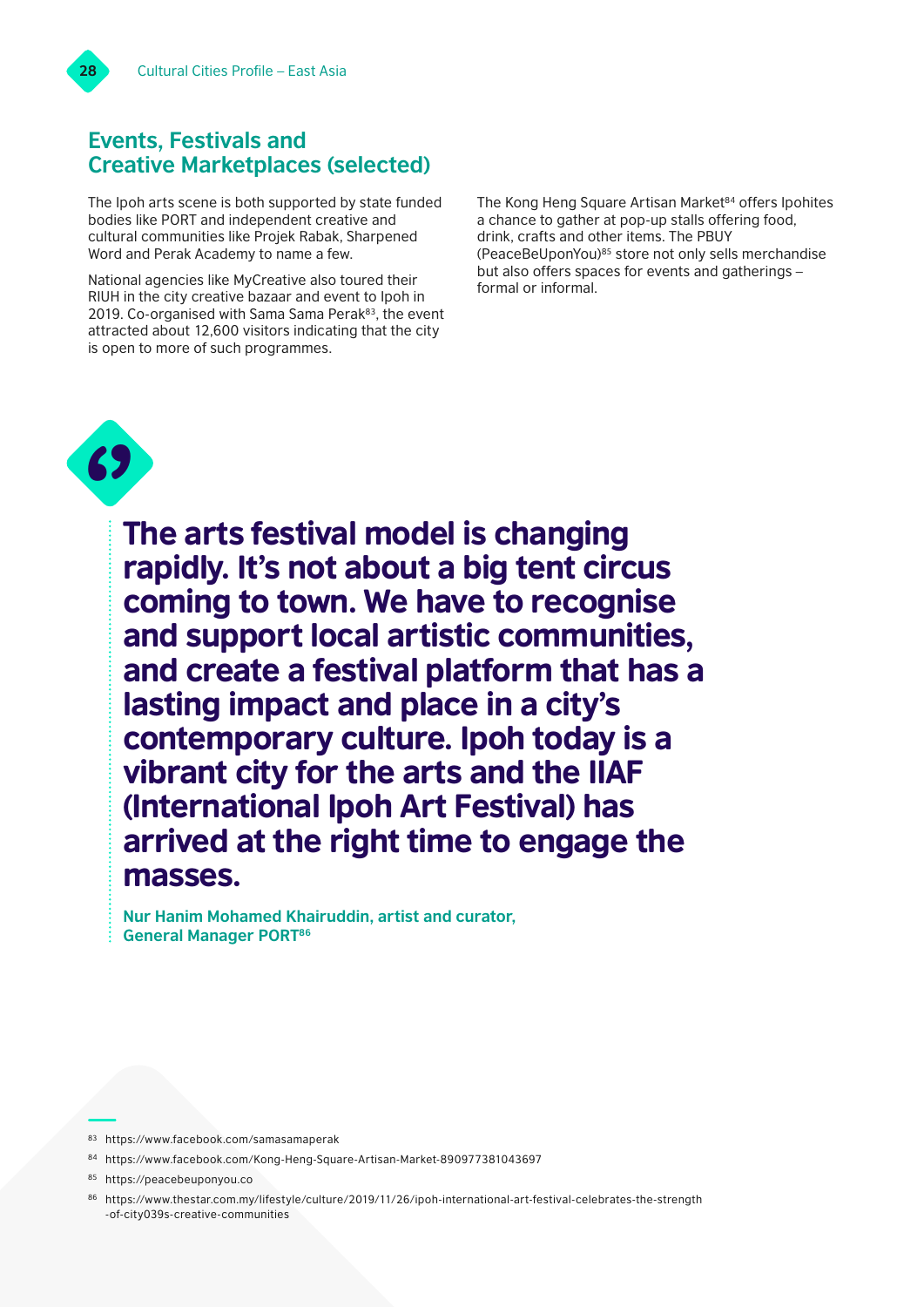## Events, Festivals and Creative Marketplaces (selected)

The Ipoh arts scene is both supported by state funded bodies like PORT and independent creative and cultural communities like Projek Rabak, Sharpened Word and Perak Academy to name a few.

National agencies like MyCreative also toured their RIUH in the city creative bazaar and event to Ipoh in 2019. Co-organised with Sama Sama Perak[83], the event attracted about 12,600 visitors indicating that the city is open to more of such programmes.

The Kong Heng Square Artisan Market[84] offers Ipohites a chance to gather at pop-up stalls offering food, drink, crafts and other items. The PBUY (PeaceBeUponYou)[85] store not only sells merchandise but also offers spaces for events and gatherings – formal or informal.

> **The arts festival model is changing rapidly. It's not about a big tent circus coming to town. We have to recognise and support local artistic communities, and create a festival platform that has a lasting impact and place in a city's contemporary culture. Ipoh today is a vibrant city for the arts and the IIAF (International Ipoh Art Festival) has arrived at the right time to engage the masses.**
>
> **Nur Hanim Mohamed Khairuddin, artist and curator, General Manager PORT[86]**

[83] https://www.facebook.com/samasamaperak

[84] https://www.facebook.com/Kong-Heng-Square-Artisan-Market-890977381043697

[85] https://peacebeuponyou.co

[86] https://www.thestar.com.my/lifestyle/culture/2019/11/26/ipoh-international-art-festival-celebrates-the-strength-of-city039s-creative-communities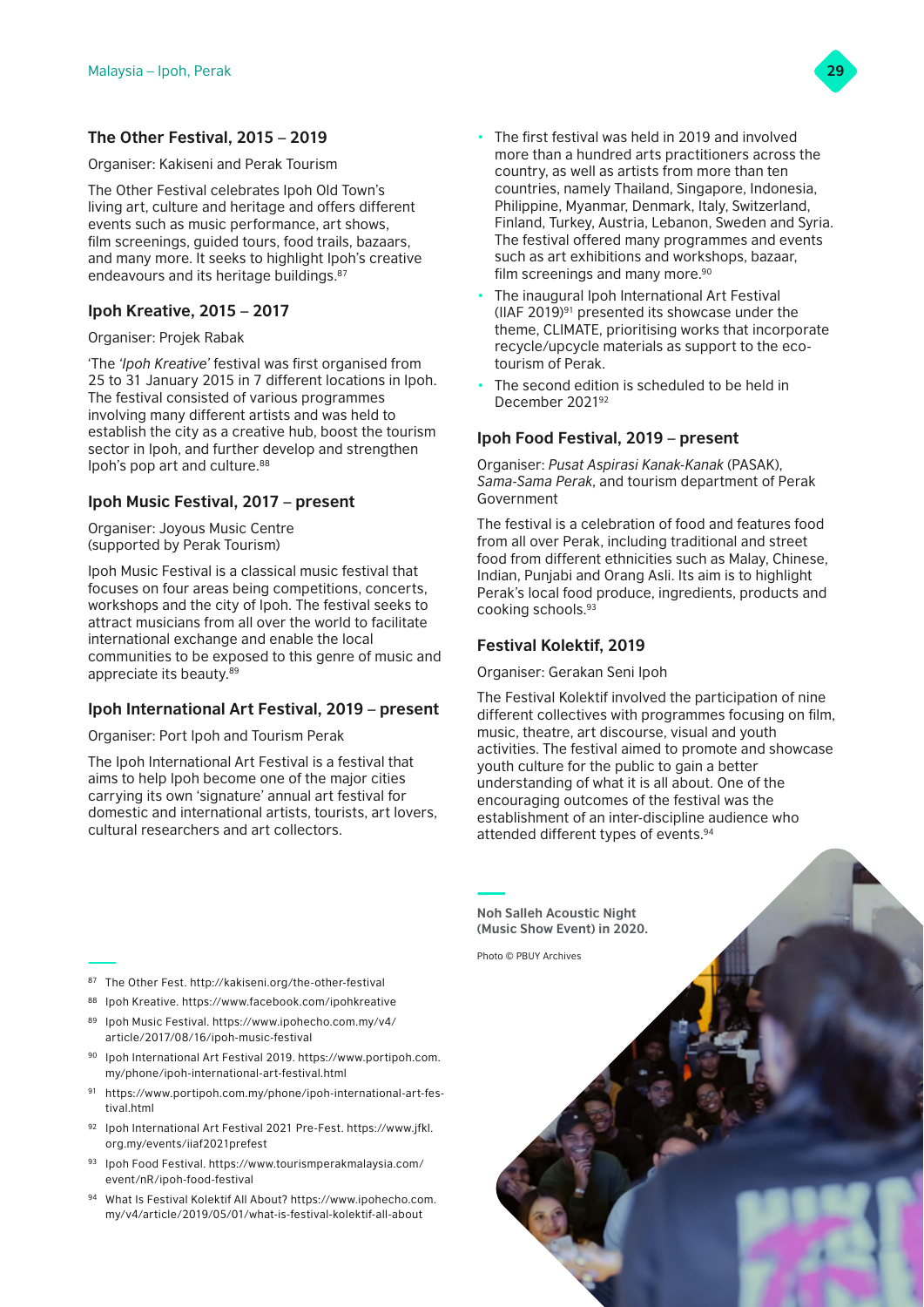### The Other Festival, 2015 – 2019

Organiser: Kakiseni and Perak Tourism

The Other Festival celebrates Ipoh Old Town's living art, culture and heritage and offers different events such as music performance, art shows, film screenings, guided tours, food trails, bazaars, and many more. It seeks to highlight Ipoh's creative endeavours and its heritage buildings.[87]

### Ipoh Kreative, 2015 – 2017

Organiser: Projek Rabak

'The *'Ipoh Kreative'* festival was first organised from 25 to 31 January 2015 in 7 different locations in Ipoh. The festival consisted of various programmes involving many different artists and was held to establish the city as a creative hub, boost the tourism sector in Ipoh, and further develop and strengthen Ipoh's pop art and culture.[88]

### Ipoh Music Festival, 2017 – present

Organiser: Joyous Music Centre (supported by Perak Tourism)

Ipoh Music Festival is a classical music festival that focuses on four areas being competitions, concerts, workshops and the city of Ipoh. The festival seeks to attract musicians from all over the world to facilitate international exchange and enable the local communities to be exposed to this genre of music and appreciate its beauty.[89]

### Ipoh International Art Festival, 2019 – present

Organiser: Port Ipoh and Tourism Perak

The Ipoh International Art Festival is a festival that aims to help Ipoh become one of the major cities carrying its own 'signature' annual art festival for domestic and international artists, tourists, art lovers, cultural researchers and art collectors.

- The first festival was held in 2019 and involved more than a hundred arts practitioners across the country, as well as artists from more than ten countries, namely Thailand, Singapore, Indonesia, Philippine, Myanmar, Denmark, Italy, Switzerland, Finland, Turkey, Austria, Lebanon, Sweden and Syria. The festival offered many programmes and events such as art exhibitions and workshops, bazaar, film screenings and many more.[90]
- The inaugural Ipoh International Art Festival (IIAF 2019)[91] presented its showcase under the theme, CLIMATE, prioritising works that incorporate recycle/upcycle materials as support to the eco-tourism of Perak.
- The second edition is scheduled to be held in December 2021[92]

### Ipoh Food Festival, 2019 – present

Organiser: *Pusat Aspirasi Kanak-Kanak* (PASAK), *Sama-Sama Perak*, and tourism department of Perak Government

The festival is a celebration of food and features food from all over Perak, including traditional and street food from different ethnicities such as Malay, Chinese, Indian, Punjabi and Orang Asli. Its aim is to highlight Perak's local food produce, ingredients, products and cooking schools.[93]

### Festival Kolektif, 2019

Organiser: Gerakan Seni Ipoh

The Festival Kolektif involved the participation of nine different collectives with programmes focusing on film, music, theatre, art discourse, visual and youth activities. The festival aimed to promote and showcase youth culture for the public to gain a better understanding of what it is all about. One of the encouraging outcomes of the festival was the establishment of an inter-discipline audience who attended different types of events.[94]

**Noh Salleh Acoustic Night (Music Show Event) in 2020.**

Photo © PBUY Archives

---

[87] The Other Fest. http://kakiseni.org/the-other-festival

[88] Ipoh Kreative. https://www.facebook.com/ipohkreative

[89] Ipoh Music Festival. https://www.ipohecho.com.my/v4/article/2017/08/16/ipoh-music-festival

[90] Ipoh International Art Festival 2019. https://www.portipoh.com.my/phone/ipoh-international-art-festival.html

[91] https://www.portipoh.com.my/phone/ipoh-international-art-festival.html

[92] Ipoh International Art Festival 2021 Pre-Fest. https://www.jfkl.org.my/events/iiaf2021prefest

[93] Ipoh Food Festival. https://www.tourismperakmalaysia.com/event/nR/ipoh-food-festival

[94] What Is Festival Kolektif All About? https://www.ipohecho.com.my/v4/article/2019/05/01/what-is-festival-kolektif-all-about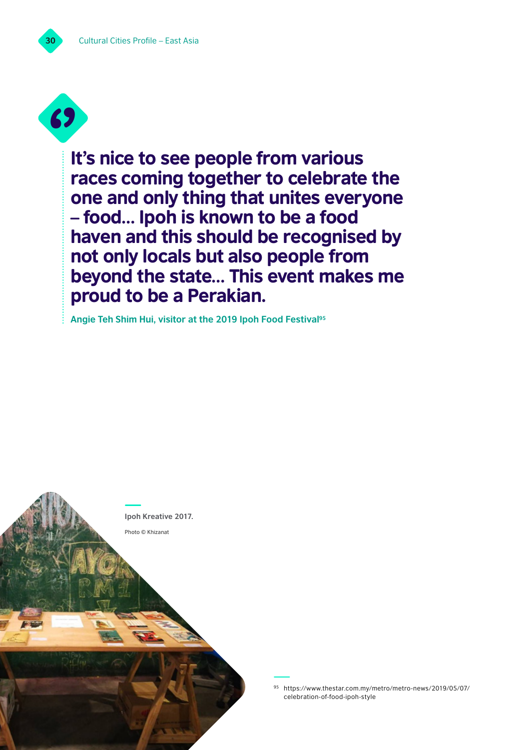> **It's nice to see people from various races coming together to celebrate the one and only thing that unites everyone – food… Ipoh is known to be a food haven and this should be recognised by not only locals but also people from beyond the state… This event makes me proud to be a Perakian.**
>
> **Angie Teh Shim Hui, visitor at the 2019 Ipoh Food Festival[95]**

**Ipoh Kreative 2017.**

Photo © Khizanat

[95] https://www.thestar.com.my/metro/metro-news/2019/05/07/celebration-of-food-ipoh-style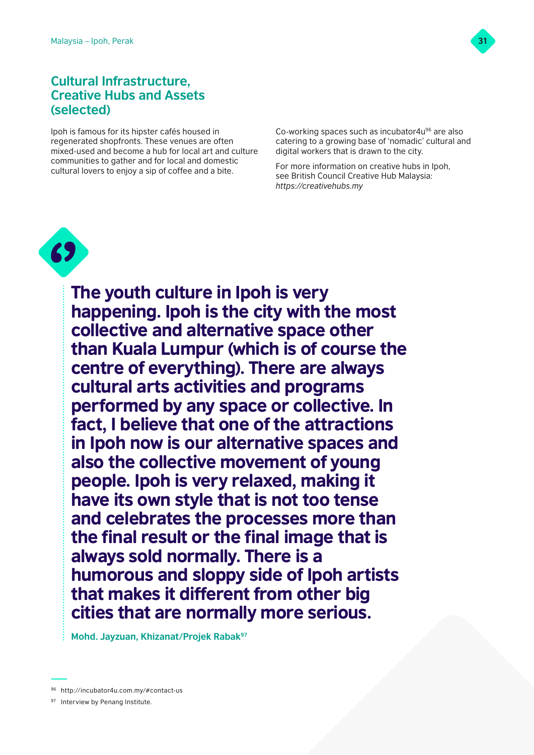## Cultural Infrastructure, Creative Hubs and Assets (selected)

Ipoh is famous for its hipster cafés housed in regenerated shopfronts. These venues are often mixed-used and become a hub for local art and culture communities to gather and for local and domestic cultural lovers to enjoy a sip of coffee and a bite.

Co-working spaces such as incubator4u[96] are also catering to a growing base of 'nomadic' cultural and digital workers that is drawn to the city.

For more information on creative hubs in Ipoh, see British Council Creative Hub Malaysia: *https://creativehubs.my*

> **The youth culture in Ipoh is very happening. Ipoh is the city with the most collective and alternative space other than Kuala Lumpur (which is of course the centre of everything). There are always cultural arts activities and programs performed by any space or collective. In fact, I believe that one of the attractions in Ipoh now is our alternative spaces and also the collective movement of young people. Ipoh is very relaxed, making it have its own style that is not too tense and celebrates the processes more than the final result or the final image that is always sold normally. There is a humorous and sloppy side of Ipoh artists that makes it different from other big cities that are normally more serious.**
>
> **Mohd. Jayzuan, Khizanat/Projek Rabak[97]**

---

[96] http://incubator4u.com.my/#contact-us

[97] Interview by Penang Institute.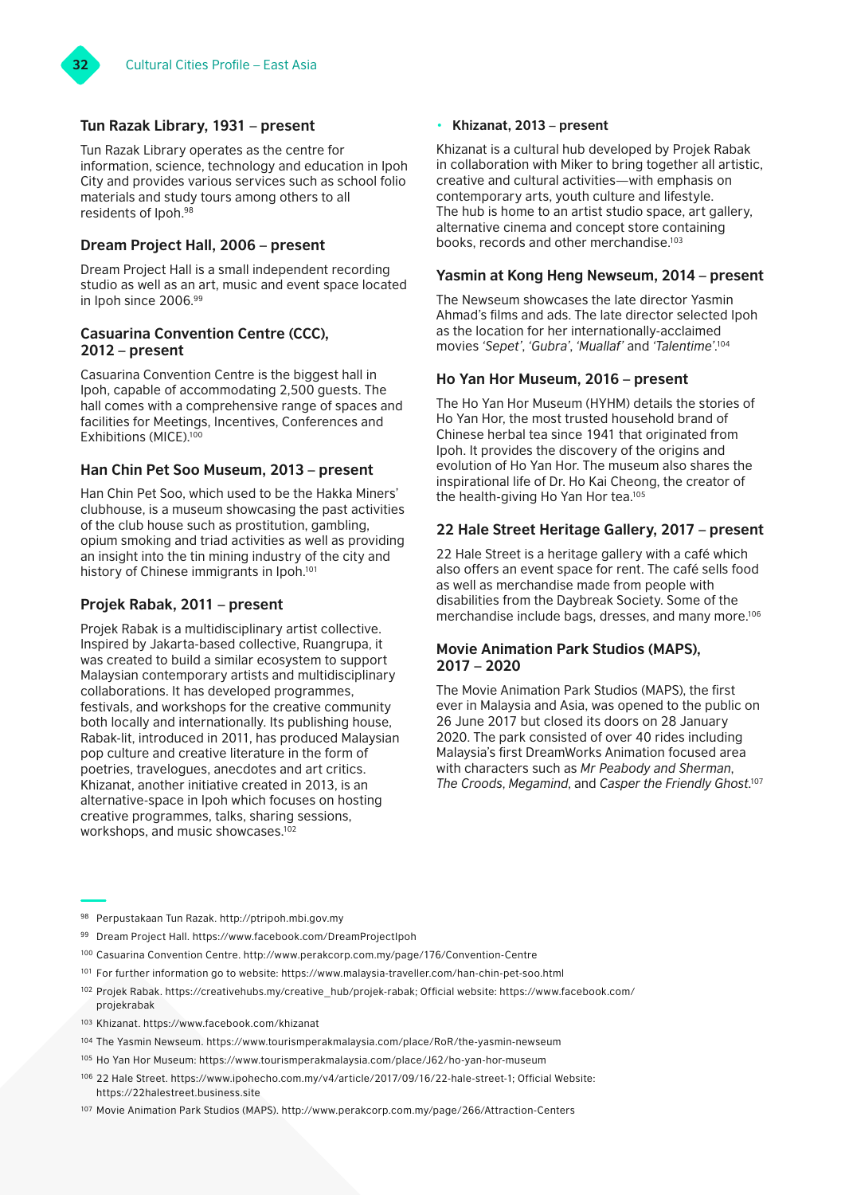### Tun Razak Library, 1931 – present

Tun Razak Library operates as the centre for information, science, technology and education in Ipoh City and provides various services such as school folio materials and study tours among others to all residents of Ipoh.[98]

### Dream Project Hall, 2006 – present

Dream Project Hall is a small independent recording studio as well as an art, music and event space located in Ipoh since 2006.[99]

### Casuarina Convention Centre (CCC), 2012 – present

Casuarina Convention Centre is the biggest hall in Ipoh, capable of accommodating 2,500 guests. The hall comes with a comprehensive range of spaces and facilities for Meetings, Incentives, Conferences and Exhibitions (MICE).[100]

### Han Chin Pet Soo Museum, 2013 – present

Han Chin Pet Soo, which used to be the Hakka Miners' clubhouse, is a museum showcasing the past activities of the club house such as prostitution, gambling, opium smoking and triad activities as well as providing an insight into the tin mining industry of the city and history of Chinese immigrants in Ipoh.[101]

### Projek Rabak, 2011 – present

Projek Rabak is a multidisciplinary artist collective. Inspired by Jakarta-based collective, Ruangrupa, it was created to build a similar ecosystem to support Malaysian contemporary artists and multidisciplinary collaborations. It has developed programmes, festivals, and workshops for the creative community both locally and internationally. Its publishing house, Rabak-lit, introduced in 2011, has produced Malaysian pop culture and creative literature in the form of poetries, travelogues, anecdotes and art critics. Khizanat, another initiative created in 2013, is an alternative-space in Ipoh which focuses on hosting creative programmes, talks, sharing sessions, workshops, and music showcases.[102]

- **Khizanat, 2013 – present**

Khizanat is a cultural hub developed by Projek Rabak in collaboration with Miker to bring together all artistic, creative and cultural activities—with emphasis on contemporary arts, youth culture and lifestyle. The hub is home to an artist studio space, art gallery, alternative cinema and concept store containing books, records and other merchandise.[103]

### Yasmin at Kong Heng Newseum, 2014 – present

The Newseum showcases the late director Yasmin Ahmad's films and ads. The late director selected Ipoh as the location for her internationally-acclaimed movies *'Sepet'*, *'Gubra'*, *'Muallaf'* and *'Talentime'*.[104]

### Ho Yan Hor Museum, 2016 – present

The Ho Yan Hor Museum (HYHM) details the stories of Ho Yan Hor, the most trusted household brand of Chinese herbal tea since 1941 that originated from Ipoh. It provides the discovery of the origins and evolution of Ho Yan Hor. The museum also shares the inspirational life of Dr. Ho Kai Cheong, the creator of the health-giving Ho Yan Hor tea.[105]

### 22 Hale Street Heritage Gallery, 2017 – present

22 Hale Street is a heritage gallery with a café which also offers an event space for rent. The café sells food as well as merchandise made from people with disabilities from the Daybreak Society. Some of the merchandise include bags, dresses, and many more.[106]

### Movie Animation Park Studios (MAPS), 2017 – 2020

The Movie Animation Park Studios (MAPS), the first ever in Malaysia and Asia, was opened to the public on 26 June 2017 but closed its doors on 28 January 2020. The park consisted of over 40 rides including Malaysia's first DreamWorks Animation focused area with characters such as *Mr Peabody and Sherman*, *The Croods*, *Megamind*, and *Casper the Friendly Ghost*.[107]

---

[98] Perpustakaan Tun Razak. http://ptripoh.mbi.gov.my

[99] Dream Project Hall. https://www.facebook.com/DreamProjectIpoh

[100] Casuarina Convention Centre. http://www.perakcorp.com.my/page/176/Convention-Centre

[101] For further information go to website: https://www.malaysia-traveller.com/han-chin-pet-soo.html

[102] Projek Rabak. https://creativehubs.my/creative_hub/projek-rabak; Official website: https://www.facebook.com/projekrabak

[103] Khizanat. https://www.facebook.com/khizanat

[104] The Yasmin Newseum. https://www.tourismperakmalaysia.com/place/RoR/the-yasmin-newseum

[105] Ho Yan Hor Museum: https://www.tourismperakmalaysia.com/place/J62/ho-yan-hor-museum

[106] 22 Hale Street. https://www.ipohecho.com.my/v4/article/2017/09/16/22-hale-street-1; Official Website: https://22halestreet.business.site

[107] Movie Animation Park Studios (MAPS). http://www.perakcorp.com.my/page/266/Attraction-Centers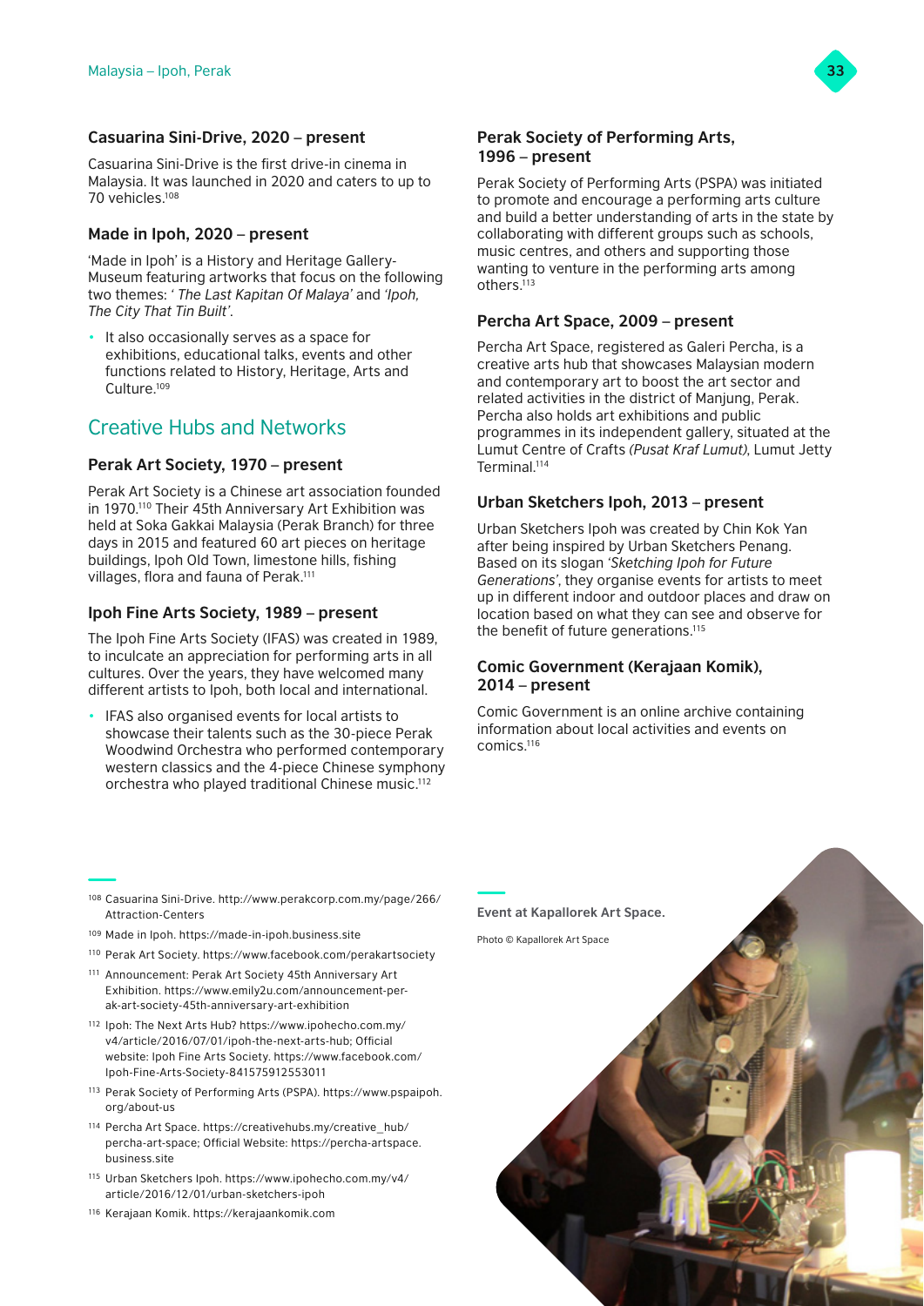### Casuarina Sini-Drive, 2020 – present

Casuarina Sini-Drive is the first drive-in cinema in Malaysia. It was launched in 2020 and caters to up to 70 vehicles.[108]

### Made in Ipoh, 2020 – present

'Made in Ipoh' is a History and Heritage Gallery-Museum featuring artworks that focus on the following two themes: *' The Last Kapitan Of Malaya'* and *'Ipoh, The City That Tin Built'*.

- It also occasionally serves as a space for exhibitions, educational talks, events and other functions related to History, Heritage, Arts and Culture.[109]

## Creative Hubs and Networks

### Perak Art Society, 1970 – present

Perak Art Society is a Chinese art association founded in 1970.[110] Their 45th Anniversary Art Exhibition was held at Soka Gakkai Malaysia (Perak Branch) for three days in 2015 and featured 60 art pieces on heritage buildings, Ipoh Old Town, limestone hills, fishing villages, flora and fauna of Perak.[111]

### Ipoh Fine Arts Society, 1989 – present

The Ipoh Fine Arts Society (IFAS) was created in 1989, to inculcate an appreciation for performing arts in all cultures. Over the years, they have welcomed many different artists to Ipoh, both local and international.

- IFAS also organised events for local artists to showcase their talents such as the 30-piece Perak Woodwind Orchestra who performed contemporary western classics and the 4-piece Chinese symphony orchestra who played traditional Chinese music.[112]

### Perak Society of Performing Arts, 1996 – present

Perak Society of Performing Arts (PSPA) was initiated to promote and encourage a performing arts culture and build a better understanding of arts in the state by collaborating with different groups such as schools, music centres, and others and supporting those wanting to venture in the performing arts among others.[113]

### Percha Art Space, 2009 – present

Percha Art Space, registered as Galeri Percha, is a creative arts hub that showcases Malaysian modern and contemporary art to boost the art sector and related activities in the district of Manjung, Perak. Percha also holds art exhibitions and public programmes in its independent gallery, situated at the Lumut Centre of Crafts *(Pusat Kraf Lumut)*, Lumut Jetty Terminal.[114]

### Urban Sketchers Ipoh, 2013 – present

Urban Sketchers Ipoh was created by Chin Kok Yan after being inspired by Urban Sketchers Penang. Based on its slogan *'Sketching Ipoh for Future Generations'*, they organise events for artists to meet up in different indoor and outdoor places and draw on location based on what they can see and observe for the benefit of future generations.[115]

### Comic Government (Kerajaan Komik), 2014 – present

Comic Government is an online archive containing information about local activities and events on comics.[116]

**Event at Kapallorek Art Space.**

Photo © Kapallorek Art Space

---

[108] Casuarina Sini-Drive. http://www.perakcorp.com.my/page/266/Attraction-Centers

[109] Made in Ipoh. https://made-in-ipoh.business.site

[110] Perak Art Society. https://www.facebook.com/perakartsociety

[111] Announcement: Perak Art Society 45th Anniversary Art Exhibition. https://www.emily2u.com/announcement-perak-art-society-45th-anniversary-art-exhibition

[112] Ipoh: The Next Arts Hub? https://www.ipohecho.com.my/v4/article/2016/07/01/ipoh-the-next-arts-hub; Official website: Ipoh Fine Arts Society. https://www.facebook.com/Ipoh-Fine-Arts-Society-841575912553011

[113] Perak Society of Performing Arts (PSPA). https://www.pspaipoh.org/about-us

[114] Percha Art Space. https://creativehubs.my/creative_hub/percha-art-space; Official Website: https://percha-artspace.business.site

[115] Urban Sketchers Ipoh. https://www.ipohecho.com.my/v4/article/2016/12/01/urban-sketchers-ipoh

[116] Kerajaan Komik. https://kerajaankomik.com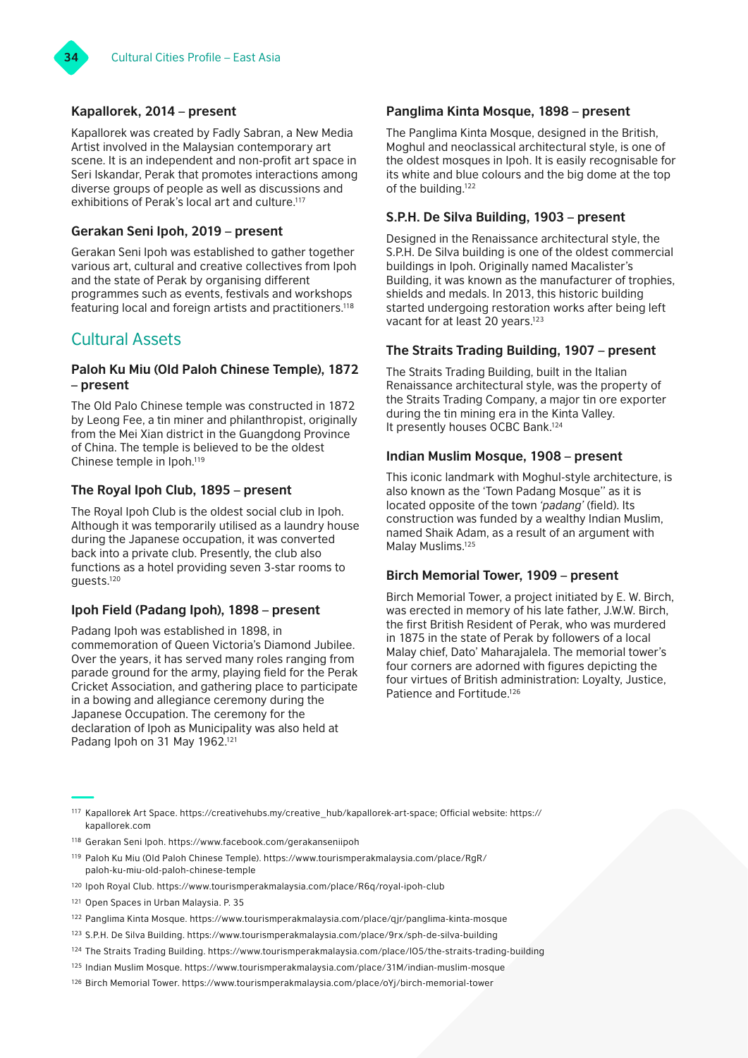### Kapallorek, 2014 – present

Kapallorek was created by Fadly Sabran, a New Media Artist involved in the Malaysian contemporary art scene. It is an independent and non-profit art space in Seri Iskandar, Perak that promotes interactions among diverse groups of people as well as discussions and exhibitions of Perak's local art and culture.[117]

### Gerakan Seni Ipoh, 2019 – present

Gerakan Seni Ipoh was established to gather together various art, cultural and creative collectives from Ipoh and the state of Perak by organising different programmes such as events, festivals and workshops featuring local and foreign artists and practitioners.[118]

## Cultural Assets

### Paloh Ku Miu (Old Paloh Chinese Temple), 1872 – present

The Old Palo Chinese temple was constructed in 1872 by Leong Fee, a tin miner and philanthropist, originally from the Mei Xian district in the Guangdong Province of China. The temple is believed to be the oldest Chinese temple in Ipoh.[119]

### The Royal Ipoh Club, 1895 – present

The Royal Ipoh Club is the oldest social club in Ipoh. Although it was temporarily utilised as a laundry house during the Japanese occupation, it was converted back into a private club. Presently, the club also functions as a hotel providing seven 3-star rooms to guests.[120]

### Ipoh Field (Padang Ipoh), 1898 – present

Padang Ipoh was established in 1898, in commemoration of Queen Victoria's Diamond Jubilee. Over the years, it has served many roles ranging from parade ground for the army, playing field for the Perak Cricket Association, and gathering place to participate in a bowing and allegiance ceremony during the Japanese Occupation. The ceremony for the declaration of Ipoh as Municipality was also held at Padang Ipoh on 31 May 1962.[121]

### Panglima Kinta Mosque, 1898 – present

The Panglima Kinta Mosque, designed in the British, Moghul and neoclassical architectural style, is one of the oldest mosques in Ipoh. It is easily recognisable for its white and blue colours and the big dome at the top of the building.[122]

### S.P.H. De Silva Building, 1903 – present

Designed in the Renaissance architectural style, the S.P.H. De Silva building is one of the oldest commercial buildings in Ipoh. Originally named Macalister's Building, it was known as the manufacturer of trophies, shields and medals. In 2013, this historic building started undergoing restoration works after being left vacant for at least 20 years.[123]

### The Straits Trading Building, 1907 – present

The Straits Trading Building, built in the Italian Renaissance architectural style, was the property of the Straits Trading Company, a major tin ore exporter during the tin mining era in the Kinta Valley. It presently houses OCBC Bank.[124]

### Indian Muslim Mosque, 1908 – present

This iconic landmark with Moghul-style architecture, is also known as the 'Town Padang Mosque'' as it is located opposite of the town *'padang'* (field). Its construction was funded by a wealthy Indian Muslim, named Shaik Adam, as a result of an argument with Malay Muslims.[125]

### Birch Memorial Tower, 1909 – present

Birch Memorial Tower, a project initiated by E. W. Birch, was erected in memory of his late father, J.W.W. Birch, the first British Resident of Perak, who was murdered in 1875 in the state of Perak by followers of a local Malay chief, Dato' Maharajalela. The memorial tower's four corners are adorned with figures depicting the four virtues of British administration: Loyalty, Justice, Patience and Fortitude.[126]

---

[117] Kapallorek Art Space. https://creativehubs.my/creative_hub/kapallorek-art-space; Official website: https://kapallorek.com

[118] Gerakan Seni Ipoh. https://www.facebook.com/gerakanseniipoh

[119] Paloh Ku Miu (Old Paloh Chinese Temple). https://www.tourismperakmalaysia.com/place/RgR/paloh-ku-miu-old-paloh-chinese-temple

[120] Ipoh Royal Club. https://www.tourismperakmalaysia.com/place/R6q/royal-ipoh-club

[121] Open Spaces in Urban Malaysia. P. 35

[122] Panglima Kinta Mosque. https://www.tourismperakmalaysia.com/place/qjr/panglima-kinta-mosque

[123] S.P.H. De Silva Building. https://www.tourismperakmalaysia.com/place/9rx/sph-de-silva-building

[124] The Straits Trading Building. https://www.tourismperakmalaysia.com/place/lO5/the-straits-trading-building

[125] Indian Muslim Mosque. https://www.tourismperakmalaysia.com/place/31M/indian-muslim-mosque

[126] Birch Memorial Tower. https://www.tourismperakmalaysia.com/place/oYj/birch-memorial-tower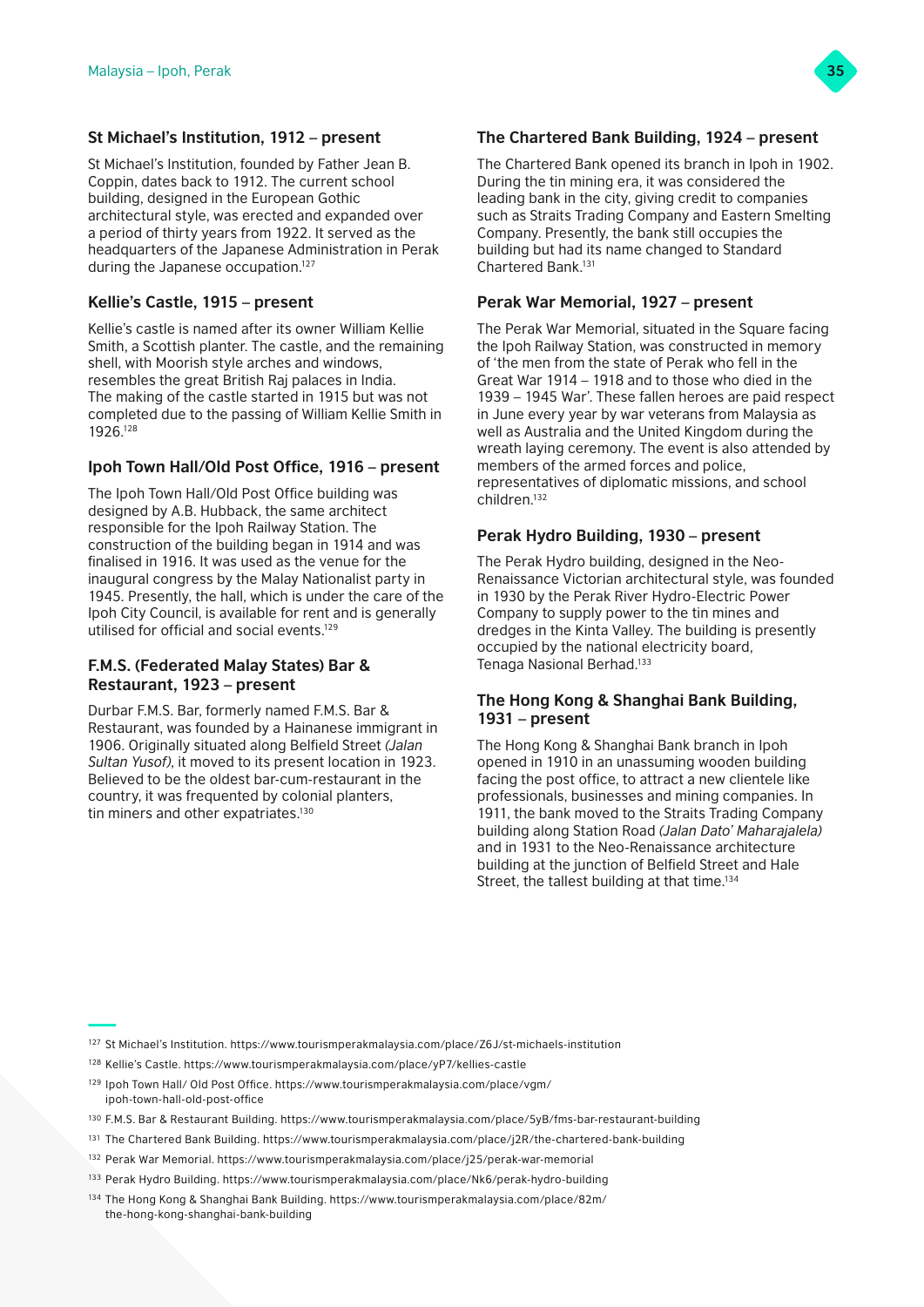### St Michael's Institution, 1912 – present

St Michael's Institution, founded by Father Jean B. Coppin, dates back to 1912. The current school building, designed in the European Gothic architectural style, was erected and expanded over a period of thirty years from 1922. It served as the headquarters of the Japanese Administration in Perak during the Japanese occupation.[127]

### Kellie's Castle, 1915 – present

Kellie's castle is named after its owner William Kellie Smith, a Scottish planter. The castle, and the remaining shell, with Moorish style arches and windows, resembles the great British Raj palaces in India. The making of the castle started in 1915 but was not completed due to the passing of William Kellie Smith in 1926.[128]

### Ipoh Town Hall/Old Post Office, 1916 – present

The Ipoh Town Hall/Old Post Office building was designed by A.B. Hubback, the same architect responsible for the Ipoh Railway Station. The construction of the building began in 1914 and was finalised in 1916. It was used as the venue for the inaugural congress by the Malay Nationalist party in 1945. Presently, the hall, which is under the care of the Ipoh City Council, is available for rent and is generally utilised for official and social events.[129]

### F.M.S. (Federated Malay States) Bar & Restaurant, 1923 – present

Durbar F.M.S. Bar, formerly named F.M.S. Bar & Restaurant, was founded by a Hainanese immigrant in 1906. Originally situated along Belfield Street *(Jalan Sultan Yusof)*, it moved to its present location in 1923. Believed to be the oldest bar-cum-restaurant in the country, it was frequented by colonial planters, tin miners and other expatriates.[130]

### The Chartered Bank Building, 1924 – present

The Chartered Bank opened its branch in Ipoh in 1902. During the tin mining era, it was considered the leading bank in the city, giving credit to companies such as Straits Trading Company and Eastern Smelting Company. Presently, the bank still occupies the building but had its name changed to Standard Chartered Bank.[131]

### Perak War Memorial, 1927 – present

The Perak War Memorial, situated in the Square facing the Ipoh Railway Station, was constructed in memory of 'the men from the state of Perak who fell in the Great War 1914 – 1918 and to those who died in the 1939 – 1945 War'. These fallen heroes are paid respect in June every year by war veterans from Malaysia as well as Australia and the United Kingdom during the wreath laying ceremony. The event is also attended by members of the armed forces and police, representatives of diplomatic missions, and school children.[132]

### Perak Hydro Building, 1930 – present

The Perak Hydro building, designed in the Neo-Renaissance Victorian architectural style, was founded in 1930 by the Perak River Hydro-Electric Power Company to supply power to the tin mines and dredges in the Kinta Valley. The building is presently occupied by the national electricity board, Tenaga Nasional Berhad.[133]

### The Hong Kong & Shanghai Bank Building, 1931 – present

The Hong Kong & Shanghai Bank branch in Ipoh opened in 1910 in an unassuming wooden building facing the post office, to attract a new clientele like professionals, businesses and mining companies. In 1911, the bank moved to the Straits Trading Company building along Station Road *(Jalan Dato' Maharajalela)* and in 1931 to the Neo-Renaissance architecture building at the junction of Belfield Street and Hale Street, the tallest building at that time.[134]

---

[127] St Michael's Institution. https://www.tourismperakmalaysia.com/place/Z6J/st-michaels-institution

[128] Kellie's Castle. https://www.tourismperakmalaysia.com/place/yP7/kellies-castle

[129] Ipoh Town Hall/ Old Post Office. https://www.tourismperakmalaysia.com/place/vgm/ipoh-town-hall-old-post-office

[130] F.M.S. Bar & Restaurant Building. https://www.tourismperakmalaysia.com/place/5yB/fms-bar-restaurant-building

[131] The Chartered Bank Building. https://www.tourismperakmalaysia.com/place/j2R/the-chartered-bank-building

[132] Perak War Memorial. https://www.tourismperakmalaysia.com/place/j25/perak-war-memorial

[133] Perak Hydro Building. https://www.tourismperakmalaysia.com/place/Nk6/perak-hydro-building

[134] The Hong Kong & Shanghai Bank Building. https://www.tourismperakmalaysia.com/place/82m/the-hong-kong-shanghai-bank-building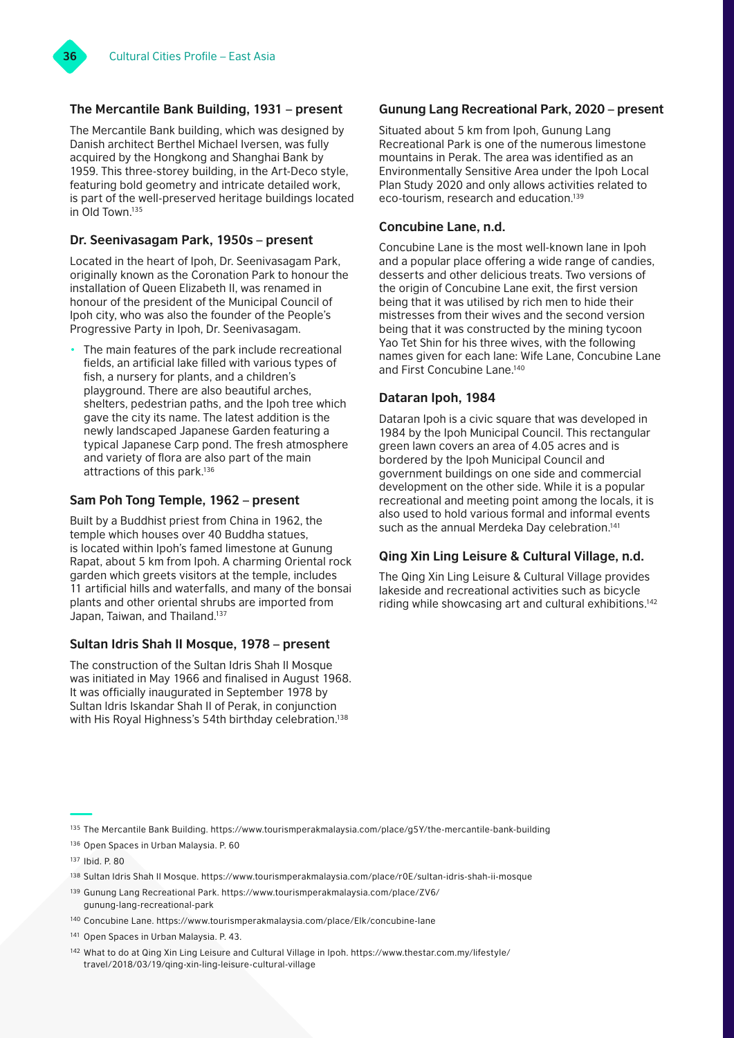### The Mercantile Bank Building, 1931 – present

The Mercantile Bank building, which was designed by Danish architect Berthel Michael Iversen, was fully acquired by the Hongkong and Shanghai Bank by 1959. This three-storey building, in the Art-Deco style, featuring bold geometry and intricate detailed work, is part of the well-preserved heritage buildings located in Old Town.[135]

### Dr. Seenivasagam Park, 1950s – present

Located in the heart of Ipoh, Dr. Seenivasagam Park, originally known as the Coronation Park to honour the installation of Queen Elizabeth II, was renamed in honour of the president of the Municipal Council of Ipoh city, who was also the founder of the People's Progressive Party in Ipoh, Dr. Seenivasagam.

- The main features of the park include recreational fields, an artificial lake filled with various types of fish, a nursery for plants, and a children's playground. There are also beautiful arches, shelters, pedestrian paths, and the Ipoh tree which gave the city its name. The latest addition is the newly landscaped Japanese Garden featuring a typical Japanese Carp pond. The fresh atmosphere and variety of flora are also part of the main attractions of this park.[136]

### Sam Poh Tong Temple, 1962 – present

Built by a Buddhist priest from China in 1962, the temple which houses over 40 Buddha statues, is located within Ipoh's famed limestone at Gunung Rapat, about 5 km from Ipoh. A charming Oriental rock garden which greets visitors at the temple, includes 11 artificial hills and waterfalls, and many of the bonsai plants and other oriental shrubs are imported from Japan, Taiwan, and Thailand.[137]

### Sultan Idris Shah II Mosque, 1978 – present

The construction of the Sultan Idris Shah II Mosque was initiated in May 1966 and finalised in August 1968. It was officially inaugurated in September 1978 by Sultan Idris Iskandar Shah II of Perak, in conjunction with His Royal Highness's 54th birthday celebration.[138]

### Gunung Lang Recreational Park, 2020 – present

Situated about 5 km from Ipoh, Gunung Lang Recreational Park is one of the numerous limestone mountains in Perak. The area was identified as an Environmentally Sensitive Area under the Ipoh Local Plan Study 2020 and only allows activities related to eco-tourism, research and education.[139]

### Concubine Lane, n.d.

Concubine Lane is the most well-known lane in Ipoh and a popular place offering a wide range of candies, desserts and other delicious treats. Two versions of the origin of Concubine Lane exit, the first version being that it was utilised by rich men to hide their mistresses from their wives and the second version being that it was constructed by the mining tycoon Yao Tet Shin for his three wives, with the following names given for each lane: Wife Lane, Concubine Lane and First Concubine Lane.[140]

### Dataran Ipoh, 1984

Dataran Ipoh is a civic square that was developed in 1984 by the Ipoh Municipal Council. This rectangular green lawn covers an area of 4.05 acres and is bordered by the Ipoh Municipal Council and government buildings on one side and commercial development on the other side. While it is a popular recreational and meeting point among the locals, it is also used to hold various formal and informal events such as the annual Merdeka Day celebration.[141]

### Qing Xin Ling Leisure & Cultural Village, n.d.

The Qing Xin Ling Leisure & Cultural Village provides lakeside and recreational activities such as bicycle riding while showcasing art and cultural exhibitions.[142]

---

[135] The Mercantile Bank Building. https://www.tourismperakmalaysia.com/place/g5Y/the-mercantile-bank-building

[136] Open Spaces in Urban Malaysia. P. 60

[137] Ibid. P. 80

[138] Sultan Idris Shah II Mosque. https://www.tourismperakmalaysia.com/place/r0E/sultan-idris-shah-ii-mosque

[139] Gunung Lang Recreational Park. https://www.tourismperakmalaysia.com/place/ZV6/gunung-lang-recreational-park

[140] Concubine Lane. https://www.tourismperakmalaysia.com/place/Elk/concubine-lane

[141] Open Spaces in Urban Malaysia. P. 43.

[142] What to do at Qing Xin Ling Leisure and Cultural Village in Ipoh. https://www.thestar.com.my/lifestyle/travel/2018/03/19/qing-xin-ling-leisure-cultural-village